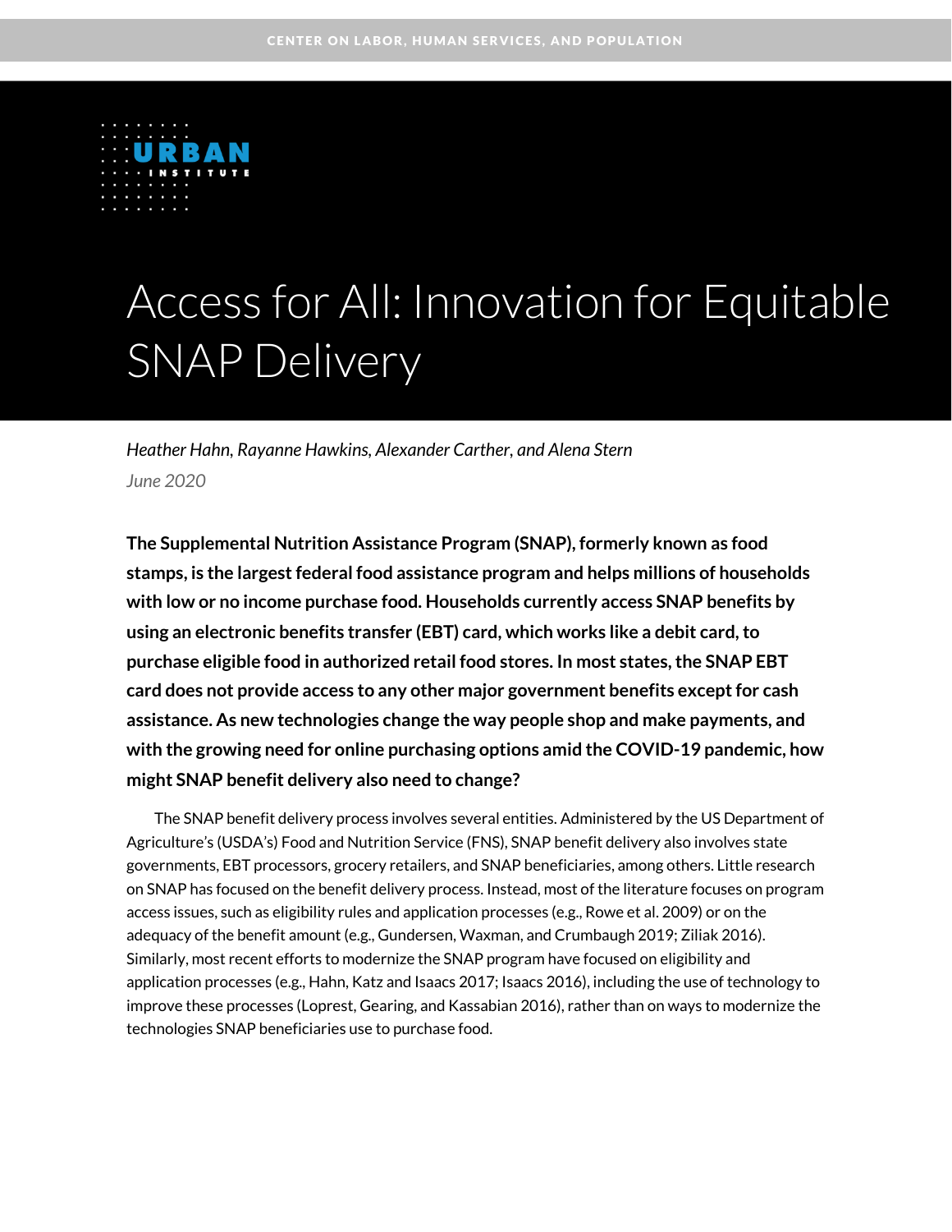CENTER ON LABOR, HUMAN SERVICES, AND POPULATION

URBAN INSTITUTE

# Access for All: Innovation for Equitable SNAP Delivery

*Heather Hahn, Rayanne Hawkins, Alexander Carther, and Alena Stern*

*June 2020*

**The Supplemental Nutrition Assistance Program (SNAP), formerly known as food stamps, is the largest federal food assistance program and helps millions of households with low or no income purchase food. Households currently access SNAP benefits by using an electronic benefits transfer (EBT) card, which works like a debit card, to purchase eligible food in authorized retail food stores. In most states, the SNAP EBT card does not provide access to any other major government benefits except for cash assistance. As new technologies change the way people shop and make payments, and with the growing need for online purchasing options amid the COVID-19 pandemic, how might SNAP benefit delivery also need to change?**

The SNAP benefit delivery process involves several entities. Administered by the US Department of Agriculture's (USDA's) Food and Nutrition Service (FNS), SNAP benefit delivery also involves state governments, EBT processors, grocery retailers, and SNAP beneficiaries, among others. Little research on SNAP has focused on the benefit delivery process. Instead, most of the literature focuses on program access issues, such as eligibility rules and application processes (e.g., Rowe et al. 2009) or on the adequacy of the benefit amount (e.g., Gundersen, Waxman, and Crumbaugh 2019; Ziliak 2016). Similarly, most recent efforts to modernize the SNAP program have focused on eligibility and application processes (e.g., Hahn, Katz and Isaacs 2017; Isaacs 2016), including the use of technology to improve these processes (Loprest, Gearing, and Kassabian 2016), rather than on ways to modernize the technologies SNAP beneficiaries use to purchase food.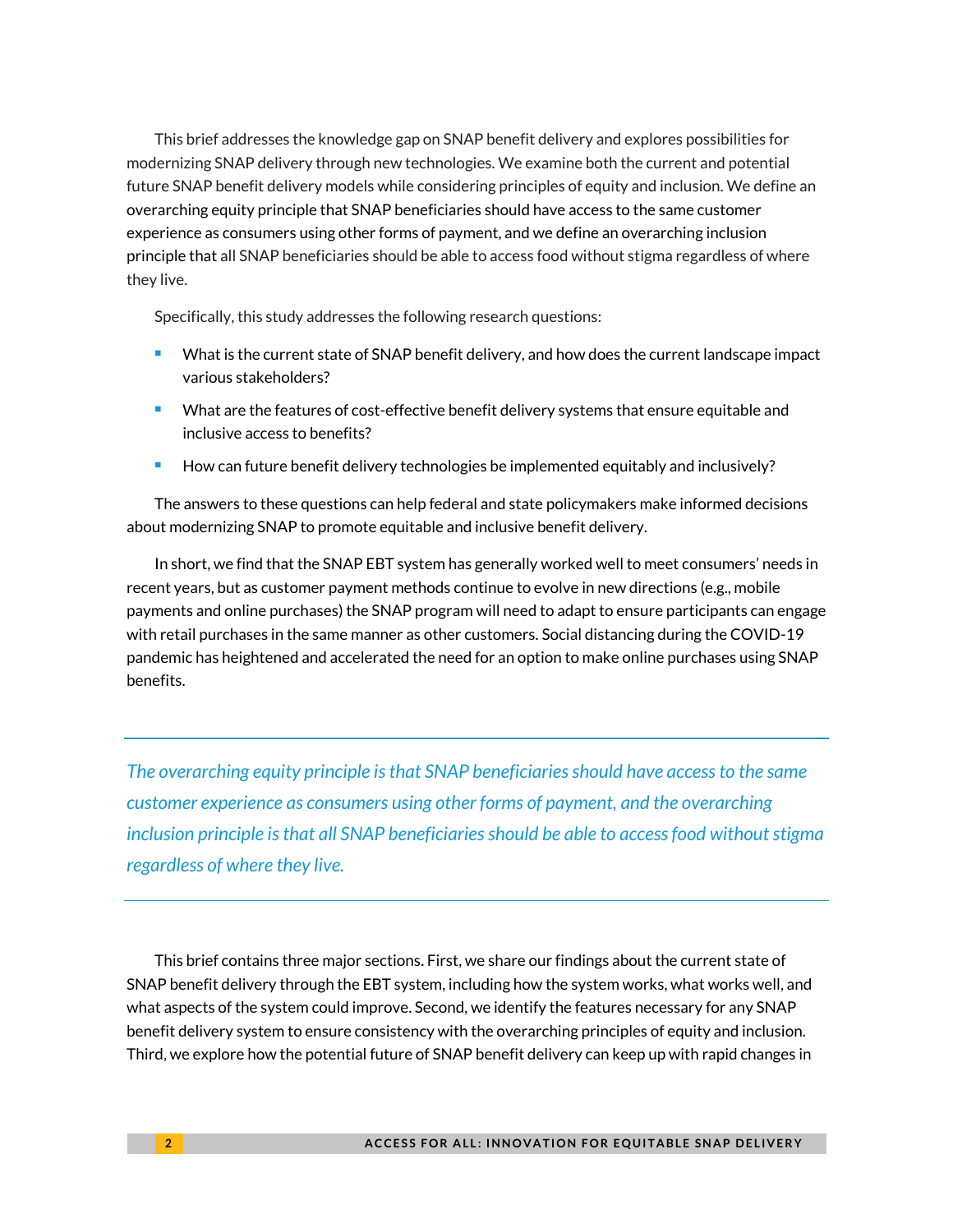This brief addresses the knowledge gap on SNAP benefit delivery and explores possibilities for modernizing SNAP delivery through new technologies. We examine both the current and potential future SNAP benefit delivery models while considering principles of equity and inclusion. We define an overarching equity principle that SNAP beneficiaries should have access to the same customer experience as consumers using other forms of payment, and we define an overarching inclusion principle that all SNAP beneficiaries should be able to access food without stigma regardless of where they live.

Specifically, this study addresses the following research questions:

- What is the current state of SNAP benefit delivery, and how does the current landscape impact various stakeholders?
- What are the features of cost-effective benefit delivery systems that ensure equitable and inclusive access to benefits?
- How can future benefit delivery technologies be implemented equitably and inclusively?

The answers to these questions can help federal and state policymakers make informed decisions about modernizing SNAP to promote equitable and inclusive benefit delivery.

In short, we find that the SNAP EBT system has generally worked well to meet consumers' needs in recent years, but as customer payment methods continue to evolve in new directions (e.g., mobile payments and online purchases) the SNAP program will need to adapt to ensure participants can engage with retail purchases in the same manner as other customers. Social distancing during the COVID-19 pandemic has heightened and accelerated the need for an option to make online purchases using SNAP benefits.

---

*The overarching equity principle is that SNAP beneficiaries should have access to the same customer experience as consumers using other forms of payment, and the overarching inclusion principle is that all SNAP beneficiaries should be able to access food without stigma regardless of where they live.*

---

This brief contains three major sections. First, we share our findings about the current state of SNAP benefit delivery through the EBT system, including how the system works, what works well, and what aspects of the system could improve. Second, we identify the features necessary for any SNAP benefit delivery system to ensure consistency with the overarching principles of equity and inclusion. Third, we explore how the potential future of SNAP benefit delivery can keep up with rapid changes in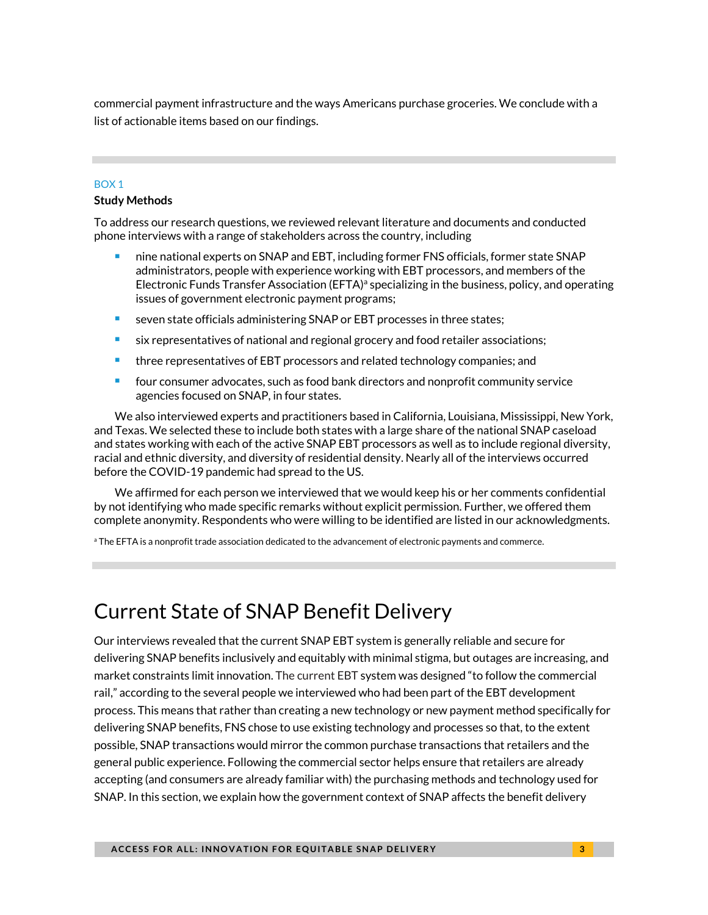commercial payment infrastructure and the ways Americans purchase groceries. We conclude with a list of actionable items based on our findings.

---

BOX 1

**Study Methods**

To address our research questions, we reviewed relevant literature and documents and conducted phone interviews with a range of stakeholders across the country, including

- nine national experts on SNAP and EBT, including former FNS officials, former state SNAP administrators, people with experience working with EBT processors, and members of the Electronic Funds Transfer Association (EFTA)[a] specializing in the business, policy, and operating issues of government electronic payment programs;
- seven state officials administering SNAP or EBT processes in three states;
- six representatives of national and regional grocery and food retailer associations;
- three representatives of EBT processors and related technology companies; and
- four consumer advocates, such as food bank directors and nonprofit community service agencies focused on SNAP, in four states.

We also interviewed experts and practitioners based in California, Louisiana, Mississippi, New York, and Texas. We selected these to include both states with a large share of the national SNAP caseload and states working with each of the active SNAP EBT processors as well as to include regional diversity, racial and ethnic diversity, and diversity of residential density. Nearly all of the interviews occurred before the COVID-19 pandemic had spread to the US.

We affirmed for each person we interviewed that we would keep his or her comments confidential by not identifying who made specific remarks without explicit permission. Further, we offered them complete anonymity. Respondents who were willing to be identified are listed in our acknowledgments.

[a] The EFTA is a nonprofit trade association dedicated to the advancement of electronic payments and commerce.

---

# Current State of SNAP Benefit Delivery

Our interviews revealed that the current SNAP EBT system is generally reliable and secure for delivering SNAP benefits inclusively and equitably with minimal stigma, but outages are increasing, and market constraints limit innovation. The current EBT system was designed "to follow the commercial rail," according to the several people we interviewed who had been part of the EBT development process. This means that rather than creating a new technology or new payment method specifically for delivering SNAP benefits, FNS chose to use existing technology and processes so that, to the extent possible, SNAP transactions would mirror the common purchase transactions that retailers and the general public experience. Following the commercial sector helps ensure that retailers are already accepting (and consumers are already familiar with) the purchasing methods and technology used for SNAP. In this section, we explain how the government context of SNAP affects the benefit delivery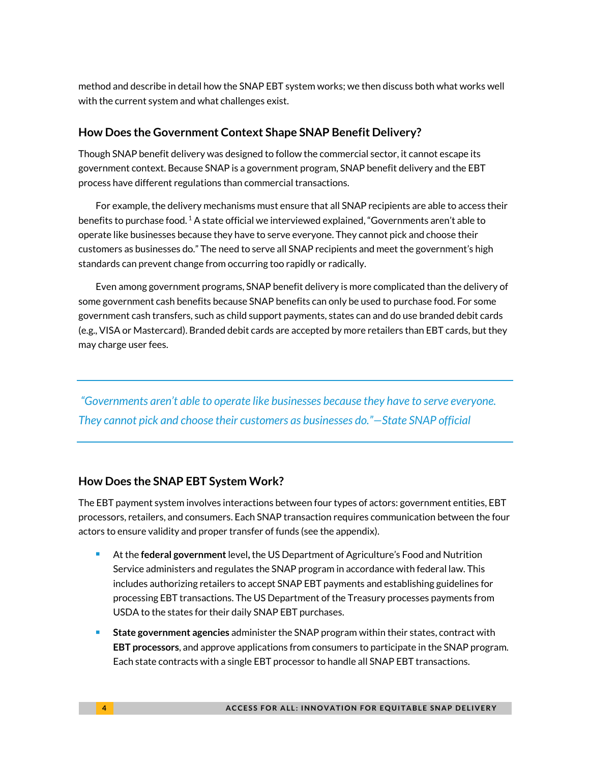method and describe in detail how the SNAP EBT system works; we then discuss both what works well with the current system and what challenges exist.

## How Does the Government Context Shape SNAP Benefit Delivery?

Though SNAP benefit delivery was designed to follow the commercial sector, it cannot escape its government context. Because SNAP is a government program, SNAP benefit delivery and the EBT process have different regulations than commercial transactions.

For example, the delivery mechanisms must ensure that all SNAP recipients are able to access their benefits to purchase food.[1] A state official we interviewed explained, "Governments aren't able to operate like businesses because they have to serve everyone. They cannot pick and choose their customers as businesses do." The need to serve all SNAP recipients and meet the government's high standards can prevent change from occurring too rapidly or radically.

Even among government programs, SNAP benefit delivery is more complicated than the delivery of some government cash benefits because SNAP benefits can only be used to purchase food. For some government cash transfers, such as child support payments, states can and do use branded debit cards (e.g., VISA or Mastercard). Branded debit cards are accepted by more retailers than EBT cards, but they may charge user fees.

---

*"Governments aren't able to operate like businesses because they have to serve everyone. They cannot pick and choose their customers as businesses do."—State SNAP official*

---

## How Does the SNAP EBT System Work?

The EBT payment system involves interactions between four types of actors: government entities, EBT processors, retailers, and consumers. Each SNAP transaction requires communication between the four actors to ensure validity and proper transfer of funds (see the appendix).

- At the **federal government** level, the US Department of Agriculture's Food and Nutrition Service administers and regulates the SNAP program in accordance with federal law. This includes authorizing retailers to accept SNAP EBT payments and establishing guidelines for processing EBT transactions. The US Department of the Treasury processes payments from USDA to the states for their daily SNAP EBT purchases.
- **State government agencies** administer the SNAP program within their states, contract with **EBT processors**, and approve applications from consumers to participate in the SNAP program. Each state contracts with a single EBT processor to handle all SNAP EBT transactions.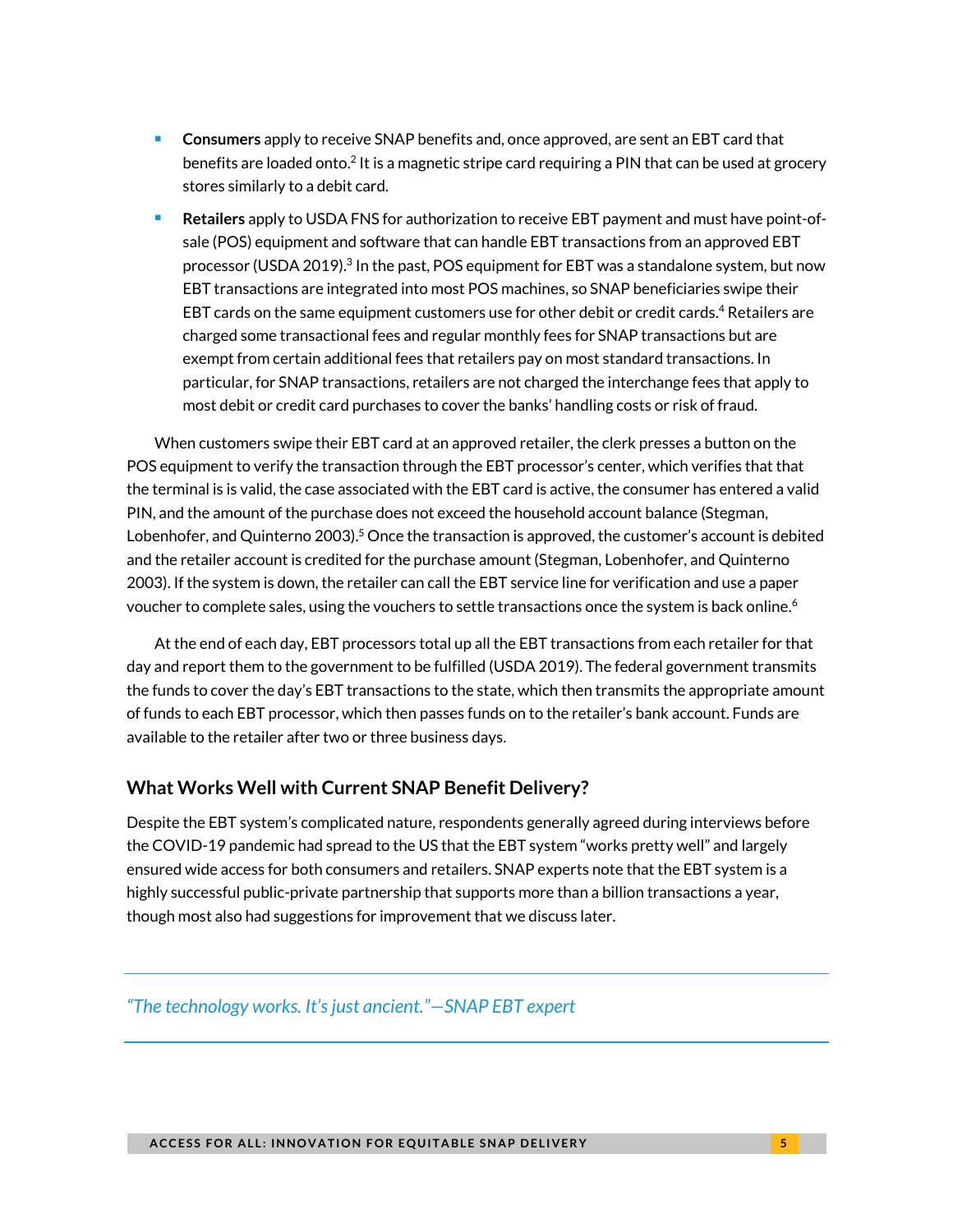- **Consumers** apply to receive SNAP benefits and, once approved, are sent an EBT card that benefits are loaded onto.[2] It is a magnetic stripe card requiring a PIN that can be used at grocery stores similarly to a debit card.
- **Retailers** apply to USDA FNS for authorization to receive EBT payment and must have point-of-sale (POS) equipment and software that can handle EBT transactions from an approved EBT processor (USDA 2019).[3] In the past, POS equipment for EBT was a standalone system, but now EBT transactions are integrated into most POS machines, so SNAP beneficiaries swipe their EBT cards on the same equipment customers use for other debit or credit cards.[4] Retailers are charged some transactional fees and regular monthly fees for SNAP transactions but are exempt from certain additional fees that retailers pay on most standard transactions. In particular, for SNAP transactions, retailers are not charged the interchange fees that apply to most debit or credit card purchases to cover the banks' handling costs or risk of fraud.

When customers swipe their EBT card at an approved retailer, the clerk presses a button on the POS equipment to verify the transaction through the EBT processor's center, which verifies that the terminal is is valid, the case associated with the EBT card is active, the consumer has entered a valid PIN, and the amount of the purchase does not exceed the household account balance (Stegman, Lobenhofer, and Quinterno 2003).[5] Once the transaction is approved, the customer's account is debited and the retailer account is credited for the purchase amount (Stegman, Lobenhofer, and Quinterno 2003). If the system is down, the retailer can call the EBT service line for verification and use a paper voucher to complete sales, using the vouchers to settle transactions once the system is back online.[6]

At the end of each day, EBT processors total up all the EBT transactions from each retailer for that day and report them to the government to be fulfilled (USDA 2019). The federal government transmits the funds to cover the day's EBT transactions to the state, which then transmits the appropriate amount of funds to each EBT processor, which then passes funds on to the retailer's bank account. Funds are available to the retailer after two or three business days.

### What Works Well with Current SNAP Benefit Delivery?

Despite the EBT system's complicated nature, respondents generally agreed during interviews before the COVID-19 pandemic had spread to the US that the EBT system "works pretty well" and largely ensured wide access for both consumers and retailers. SNAP experts note that the EBT system is a highly successful public-private partnership that supports more than a billion transactions a year, though most also had suggestions for improvement that we discuss later.

> *"The technology works. It's just ancient."—SNAP EBT expert*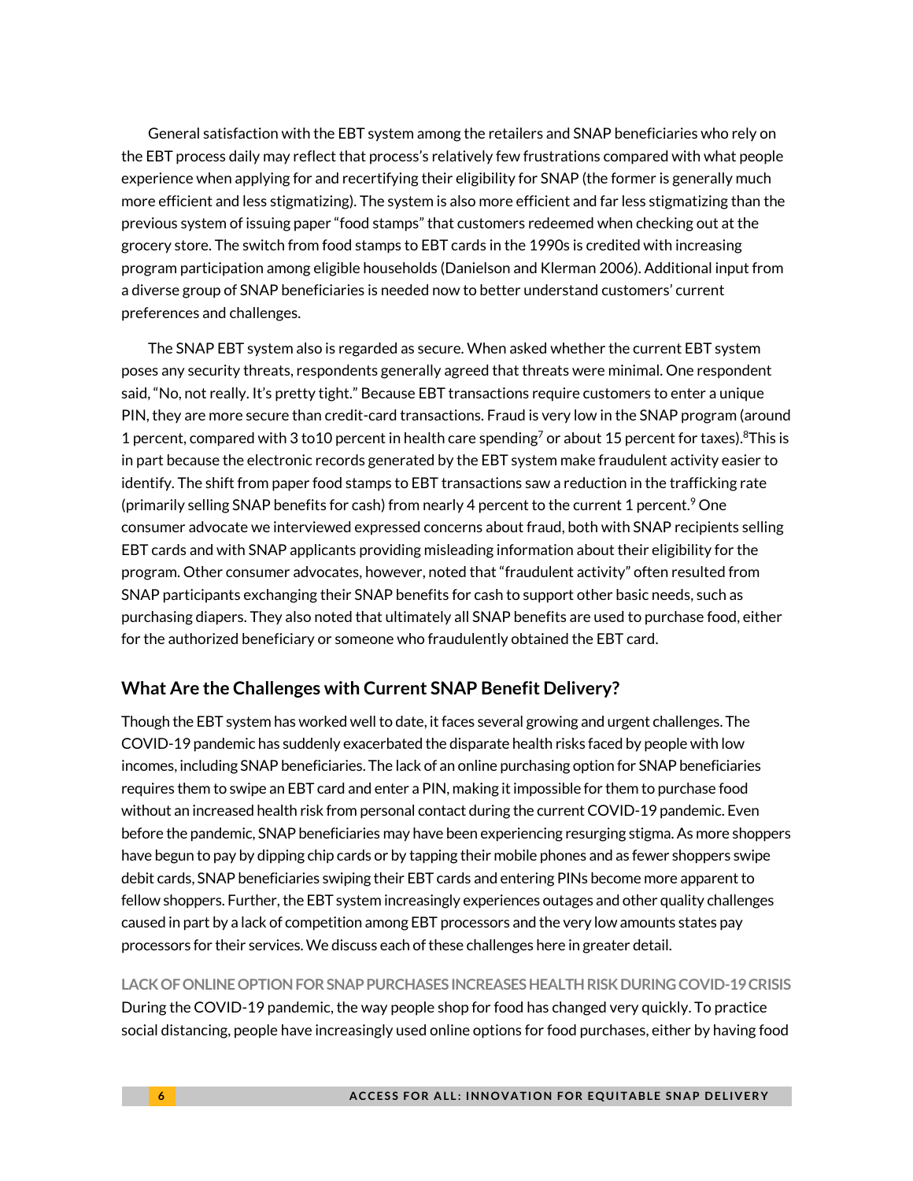General satisfaction with the EBT system among the retailers and SNAP beneficiaries who rely on the EBT process daily may reflect that process's relatively few frustrations compared with what people experience when applying for and recertifying their eligibility for SNAP (the former is generally much more efficient and less stigmatizing). The system is also more efficient and far less stigmatizing than the previous system of issuing paper "food stamps" that customers redeemed when checking out at the grocery store. The switch from food stamps to EBT cards in the 1990s is credited with increasing program participation among eligible households (Danielson and Klerman 2006). Additional input from a diverse group of SNAP beneficiaries is needed now to better understand customers' current preferences and challenges.

The SNAP EBT system also is regarded as secure. When asked whether the current EBT system poses any security threats, respondents generally agreed that threats were minimal. One respondent said, "No, not really. It's pretty tight." Because EBT transactions require customers to enter a unique PIN, they are more secure than credit-card transactions. Fraud is very low in the SNAP program (around 1 percent, compared with 3 to10 percent in health care spending[7] or about 15 percent for taxes).[8]This is in part because the electronic records generated by the EBT system make fraudulent activity easier to identify. The shift from paper food stamps to EBT transactions saw a reduction in the trafficking rate (primarily selling SNAP benefits for cash) from nearly 4 percent to the current 1 percent.[9] One consumer advocate we interviewed expressed concerns about fraud, both with SNAP recipients selling EBT cards and with SNAP applicants providing misleading information about their eligibility for the program. Other consumer advocates, however, noted that "fraudulent activity" often resulted from SNAP participants exchanging their SNAP benefits for cash to support other basic needs, such as purchasing diapers. They also noted that ultimately all SNAP benefits are used to purchase food, either for the authorized beneficiary or someone who fraudulently obtained the EBT card.

## What Are the Challenges with Current SNAP Benefit Delivery?

Though the EBT system has worked well to date, it faces several growing and urgent challenges. The COVID-19 pandemic has suddenly exacerbated the disparate health risks faced by people with low incomes, including SNAP beneficiaries. The lack of an online purchasing option for SNAP beneficiaries requires them to swipe an EBT card and enter a PIN, making it impossible for them to purchase food without an increased health risk from personal contact during the current COVID-19 pandemic. Even before the pandemic, SNAP beneficiaries may have been experiencing resurging stigma. As more shoppers have begun to pay by dipping chip cards or by tapping their mobile phones and as fewer shoppers swipe debit cards, SNAP beneficiaries swiping their EBT cards and entering PINs become more apparent to fellow shoppers. Further, the EBT system increasingly experiences outages and other quality challenges caused in part by a lack of competition among EBT processors and the very low amounts states pay processors for their services. We discuss each of these challenges here in greater detail.

### LACK OF ONLINE OPTION FOR SNAP PURCHASES INCREASES HEALTH RISK DURING COVID-19 CRISIS

During the COVID-19 pandemic, the way people shop for food has changed very quickly. To practice social distancing, people have increasingly used online options for food purchases, either by having food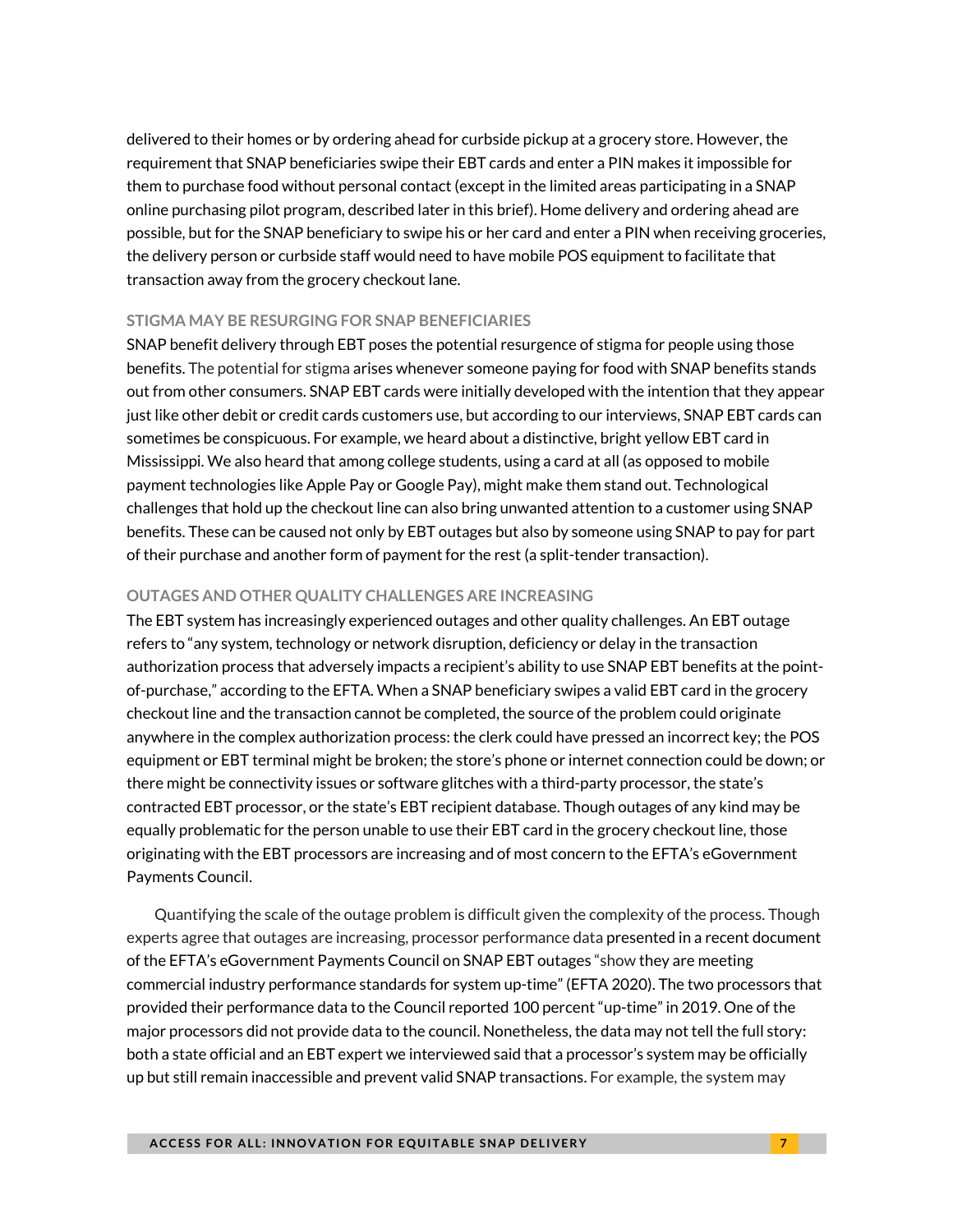delivered to their homes or by ordering ahead for curbside pickup at a grocery store. However, the requirement that SNAP beneficiaries swipe their EBT cards and enter a PIN makes it impossible for them to purchase food without personal contact (except in the limited areas participating in a SNAP online purchasing pilot program, described later in this brief). Home delivery and ordering ahead are possible, but for the SNAP beneficiary to swipe his or her card and enter a PIN when receiving groceries, the delivery person or curbside staff would need to have mobile POS equipment to facilitate that transaction away from the grocery checkout lane.

### STIGMA MAY BE RESURGING FOR SNAP BENEFICIARIES

SNAP benefit delivery through EBT poses the potential resurgence of stigma for people using those benefits. The potential for stigma arises whenever someone paying for food with SNAP benefits stands out from other consumers. SNAP EBT cards were initially developed with the intention that they appear just like other debit or credit cards customers use, but according to our interviews, SNAP EBT cards can sometimes be conspicuous. For example, we heard about a distinctive, bright yellow EBT card in Mississippi. We also heard that among college students, using a card at all (as opposed to mobile payment technologies like Apple Pay or Google Pay), might make them stand out. Technological challenges that hold up the checkout line can also bring unwanted attention to a customer using SNAP benefits. These can be caused not only by EBT outages but also by someone using SNAP to pay for part of their purchase and another form of payment for the rest (a split-tender transaction).

### OUTAGES AND OTHER QUALITY CHALLENGES ARE INCREASING

The EBT system has increasingly experienced outages and other quality challenges. An EBT outage refers to "any system, technology or network disruption, deficiency or delay in the transaction authorization process that adversely impacts a recipient's ability to use SNAP EBT benefits at the point-of-purchase," according to the EFTA. When a SNAP beneficiary swipes a valid EBT card in the grocery checkout line and the transaction cannot be completed, the source of the problem could originate anywhere in the complex authorization process: the clerk could have pressed an incorrect key; the POS equipment or EBT terminal might be broken; the store's phone or internet connection could be down; or there might be connectivity issues or software glitches with a third-party processor, the state's contracted EBT processor, or the state's EBT recipient database. Though outages of any kind may be equally problematic for the person unable to use their EBT card in the grocery checkout line, those originating with the EBT processors are increasing and of most concern to the EFTA's eGovernment Payments Council.

Quantifying the scale of the outage problem is difficult given the complexity of the process. Though experts agree that outages are increasing, processor performance data presented in a recent document of the EFTA's eGovernment Payments Council on SNAP EBT outages "show they are meeting commercial industry performance standards for system up-time" (EFTA 2020). The two processors that provided their performance data to the Council reported 100 percent "up-time" in 2019. One of the major processors did not provide data to the council. Nonetheless, the data may not tell the full story: both a state official and an EBT expert we interviewed said that a processor's system may be officially up but still remain inaccessible and prevent valid SNAP transactions. For example, the system may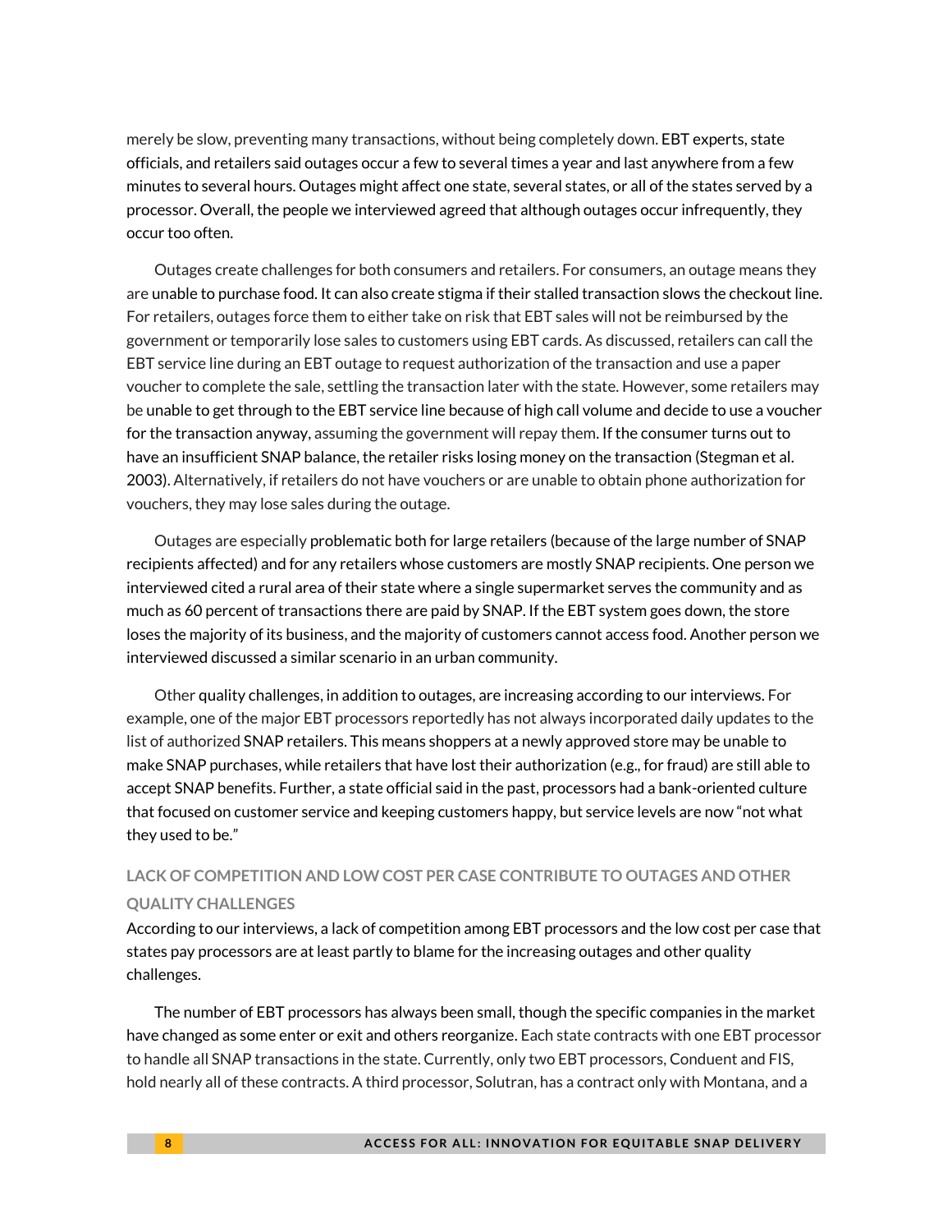merely be slow, preventing many transactions, without being completely down. EBT experts, state officials, and retailers said outages occur a few to several times a year and last anywhere from a few minutes to several hours. Outages might affect one state, several states, or all of the states served by a processor. Overall, the people we interviewed agreed that although outages occur infrequently, they occur too often.

Outages create challenges for both consumers and retailers. For consumers, an outage means they are unable to purchase food. It can also create stigma if their stalled transaction slows the checkout line. For retailers, outages force them to either take on risk that EBT sales will not be reimbursed by the government or temporarily lose sales to customers using EBT cards. As discussed, retailers can call the EBT service line during an EBT outage to request authorization of the transaction and use a paper voucher to complete the sale, settling the transaction later with the state. However, some retailers may be unable to get through to the EBT service line because of high call volume and decide to use a voucher for the transaction anyway, assuming the government will repay them. If the consumer turns out to have an insufficient SNAP balance, the retailer risks losing money on the transaction (Stegman et al. 2003). Alternatively, if retailers do not have vouchers or are unable to obtain phone authorization for vouchers, they may lose sales during the outage.

Outages are especially problematic both for large retailers (because of the large number of SNAP recipients affected) and for any retailers whose customers are mostly SNAP recipients. One person we interviewed cited a rural area of their state where a single supermarket serves the community and as much as 60 percent of transactions there are paid by SNAP. If the EBT system goes down, the store loses the majority of its business, and the majority of customers cannot access food. Another person we interviewed discussed a similar scenario in an urban community.

Other quality challenges, in addition to outages, are increasing according to our interviews. For example, one of the major EBT processors reportedly has not always incorporated daily updates to the list of authorized SNAP retailers. This means shoppers at a newly approved store may be unable to make SNAP purchases, while retailers that have lost their authorization (e.g., for fraud) are still able to accept SNAP benefits. Further, a state official said in the past, processors had a bank-oriented culture that focused on customer service and keeping customers happy, but service levels are now "not what they used to be."

### LACK OF COMPETITION AND LOW COST PER CASE CONTRIBUTE TO OUTAGES AND OTHER QUALITY CHALLENGES

According to our interviews, a lack of competition among EBT processors and the low cost per case that states pay processors are at least partly to blame for the increasing outages and other quality challenges.

The number of EBT processors has always been small, though the specific companies in the market have changed as some enter or exit and others reorganize. Each state contracts with one EBT processor to handle all SNAP transactions in the state. Currently, only two EBT processors, Conduent and FIS, hold nearly all of these contracts. A third processor, Solutran, has a contract only with Montana, and a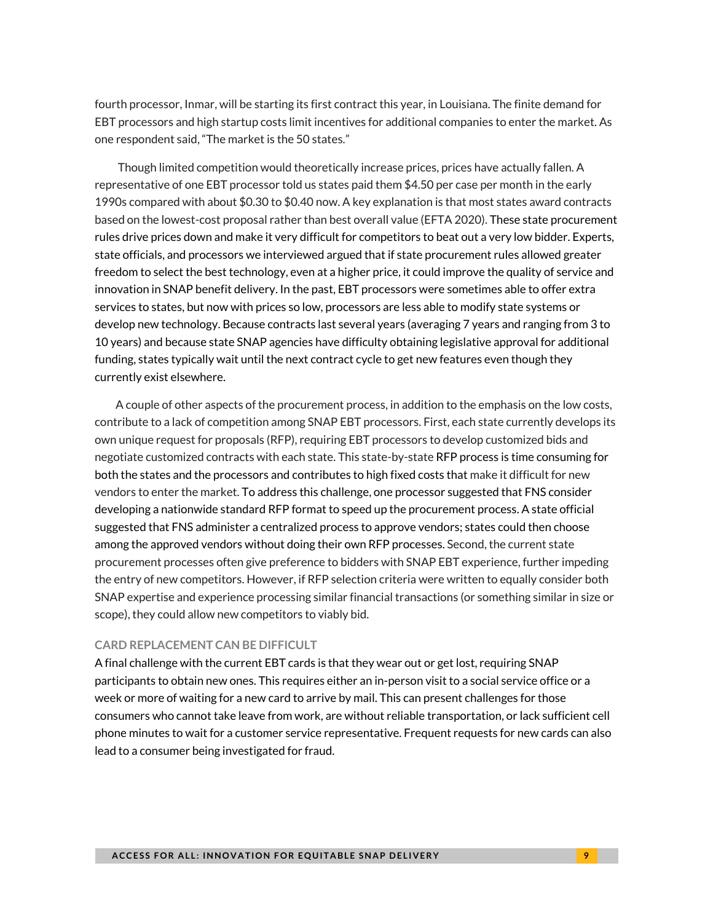fourth processor, Inmar, will be starting its first contract this year, in Louisiana. The finite demand for EBT processors and high startup costs limit incentives for additional companies to enter the market. As one respondent said, "The market is the 50 states."

Though limited competition would theoretically increase prices, prices have actually fallen. A representative of one EBT processor told us states paid them $4.50 per case per month in the early 1990s compared with about $0.30 to $0.40 now. A key explanation is that most states award contracts based on the lowest-cost proposal rather than best overall value (EFTA 2020). These state procurement rules drive prices down and make it very difficult for competitors to beat out a very low bidder. Experts, state officials, and processors we interviewed argued that if state procurement rules allowed greater freedom to select the best technology, even at a higher price, it could improve the quality of service and innovation in SNAP benefit delivery. In the past, EBT processors were sometimes able to offer extra services to states, but now with prices so low, processors are less able to modify state systems or develop new technology. Because contracts last several years (averaging 7 years and ranging from 3 to 10 years) and because state SNAP agencies have difficulty obtaining legislative approval for additional funding, states typically wait until the next contract cycle to get new features even though they currently exist elsewhere.

A couple of other aspects of the procurement process, in addition to the emphasis on the low costs, contribute to a lack of competition among SNAP EBT processors. First, each state currently develops its own unique request for proposals (RFP), requiring EBT processors to develop customized bids and negotiate customized contracts with each state. This state-by-state RFP process is time consuming for both the states and the processors and contributes to high fixed costs that make it difficult for new vendors to enter the market. To address this challenge, one processor suggested that FNS consider developing a nationwide standard RFP format to speed up the procurement process. A state official suggested that FNS administer a centralized process to approve vendors; states could then choose among the approved vendors without doing their own RFP processes. Second, the current state procurement processes often give preference to bidders with SNAP EBT experience, further impeding the entry of new competitors. However, if RFP selection criteria were written to equally consider both SNAP expertise and experience processing similar financial transactions (or something similar in size or scope), they could allow new competitors to viably bid.

### CARD REPLACEMENT CAN BE DIFFICULT

A final challenge with the current EBT cards is that they wear out or get lost, requiring SNAP participants to obtain new ones. This requires either an in-person visit to a social service office or a week or more of waiting for a new card to arrive by mail. This can present challenges for those consumers who cannot take leave from work, are without reliable transportation, or lack sufficient cell phone minutes to wait for a customer service representative. Frequent requests for new cards can also lead to a consumer being investigated for fraud.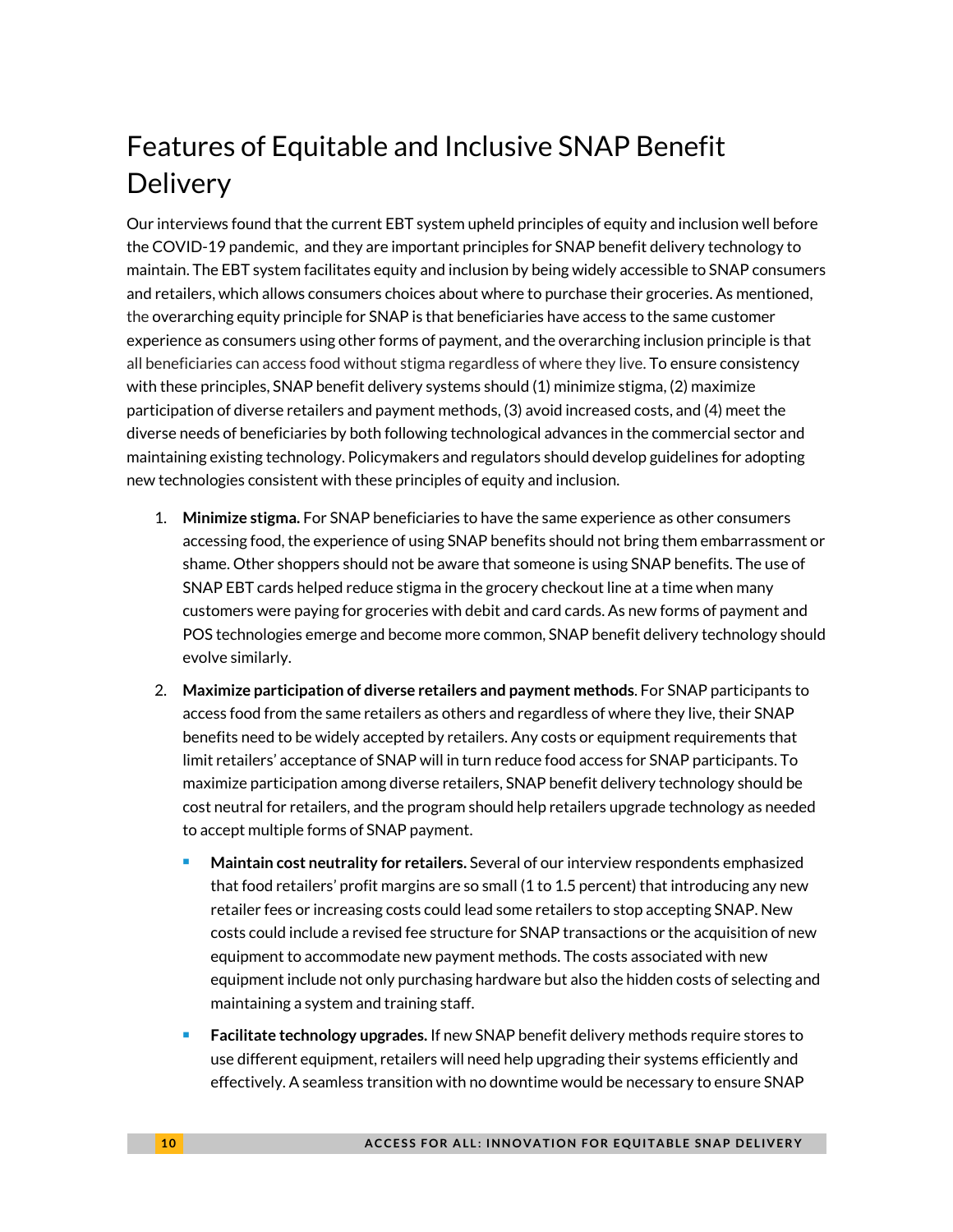# Features of Equitable and Inclusive SNAP Benefit Delivery

Our interviews found that the current EBT system upheld principles of equity and inclusion well before the COVID-19 pandemic, and they are important principles for SNAP benefit delivery technology to maintain. The EBT system facilitates equity and inclusion by being widely accessible to SNAP consumers and retailers, which allows consumers choices about where to purchase their groceries. As mentioned, the overarching equity principle for SNAP is that beneficiaries have access to the same customer experience as consumers using other forms of payment, and the overarching inclusion principle is that all beneficiaries can access food without stigma regardless of where they live. To ensure consistency with these principles, SNAP benefit delivery systems should (1) minimize stigma, (2) maximize participation of diverse retailers and payment methods, (3) avoid increased costs, and (4) meet the diverse needs of beneficiaries by both following technological advances in the commercial sector and maintaining existing technology. Policymakers and regulators should develop guidelines for adopting new technologies consistent with these principles of equity and inclusion.

1. **Minimize stigma.** For SNAP beneficiaries to have the same experience as other consumers accessing food, the experience of using SNAP benefits should not bring them embarrassment or shame. Other shoppers should not be aware that someone is using SNAP benefits. The use of SNAP EBT cards helped reduce stigma in the grocery checkout line at a time when many customers were paying for groceries with debit and card cards. As new forms of payment and POS technologies emerge and become more common, SNAP benefit delivery technology should evolve similarly.

2. **Maximize participation of diverse retailers and payment methods**. For SNAP participants to access food from the same retailers as others and regardless of where they live, their SNAP benefits need to be widely accepted by retailers. Any costs or equipment requirements that limit retailers' acceptance of SNAP will in turn reduce food access for SNAP participants. To maximize participation among diverse retailers, SNAP benefit delivery technology should be cost neutral for retailers, and the program should help retailers upgrade technology as needed to accept multiple forms of SNAP payment.

   - **Maintain cost neutrality for retailers.** Several of our interview respondents emphasized that food retailers' profit margins are so small (1 to 1.5 percent) that introducing any new retailer fees or increasing costs could lead some retailers to stop accepting SNAP. New costs could include a revised fee structure for SNAP transactions or the acquisition of new equipment to accommodate new payment methods. The costs associated with new equipment include not only purchasing hardware but also the hidden costs of selecting and maintaining a system and training staff.
   - **Facilitate technology upgrades.** If new SNAP benefit delivery methods require stores to use different equipment, retailers will need help upgrading their systems efficiently and effectively. A seamless transition with no downtime would be necessary to ensure SNAP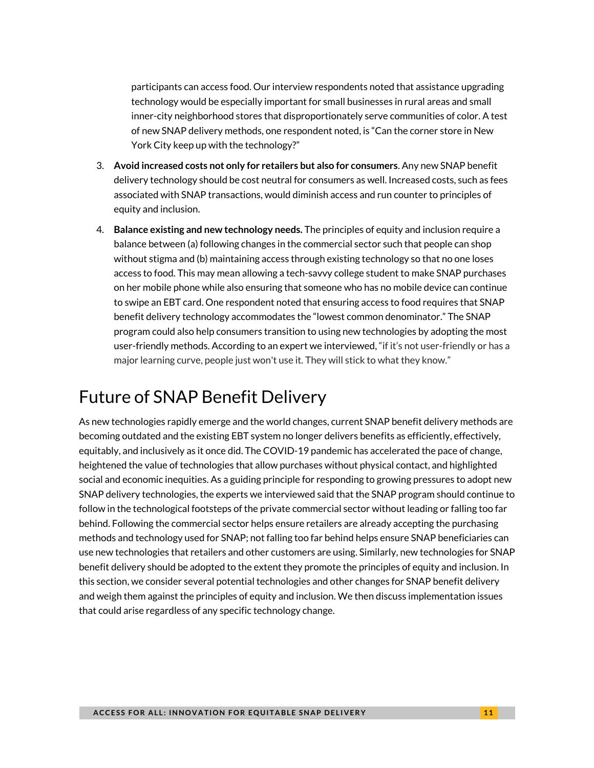participants can access food. Our interview respondents noted that assistance upgrading technology would be especially important for small businesses in rural areas and small inner-city neighborhood stores that disproportionately serve communities of color. A test of new SNAP delivery methods, one respondent noted, is "Can the corner store in New York City keep up with the technology?"

3. **Avoid increased costs not only for retailers but also for consumers**. Any new SNAP benefit delivery technology should be cost neutral for consumers as well. Increased costs, such as fees associated with SNAP transactions, would diminish access and run counter to principles of equity and inclusion.
4. **Balance existing and new technology needs.** The principles of equity and inclusion require a balance between (a) following changes in the commercial sector such that people can shop without stigma and (b) maintaining access through existing technology so that no one loses access to food. This may mean allowing a tech-savvy college student to make SNAP purchases on her mobile phone while also ensuring that someone who has no mobile device can continue to swipe an EBT card. One respondent noted that ensuring access to food requires that SNAP benefit delivery technology accommodates the "lowest common denominator." The SNAP program could also help consumers transition to using new technologies by adopting the most user-friendly methods. According to an expert we interviewed, "if it's not user-friendly or has a major learning curve, people just won't use it. They will stick to what they know."

# Future of SNAP Benefit Delivery

As new technologies rapidly emerge and the world changes, current SNAP benefit delivery methods are becoming outdated and the existing EBT system no longer delivers benefits as efficiently, effectively, equitably, and inclusively as it once did. The COVID-19 pandemic has accelerated the pace of change, heightened the value of technologies that allow purchases without physical contact, and highlighted social and economic inequities. As a guiding principle for responding to growing pressures to adopt new SNAP delivery technologies, the experts we interviewed said that the SNAP program should continue to follow in the technological footsteps of the private commercial sector without leading or falling too far behind. Following the commercial sector helps ensure retailers are already accepting the purchasing methods and technology used for SNAP; not falling too far behind helps ensure SNAP beneficiaries can use new technologies that retailers and other customers are using. Similarly, new technologies for SNAP benefit delivery should be adopted to the extent they promote the principles of equity and inclusion. In this section, we consider several potential technologies and other changes for SNAP benefit delivery and weigh them against the principles of equity and inclusion. We then discuss implementation issues that could arise regardless of any specific technology change.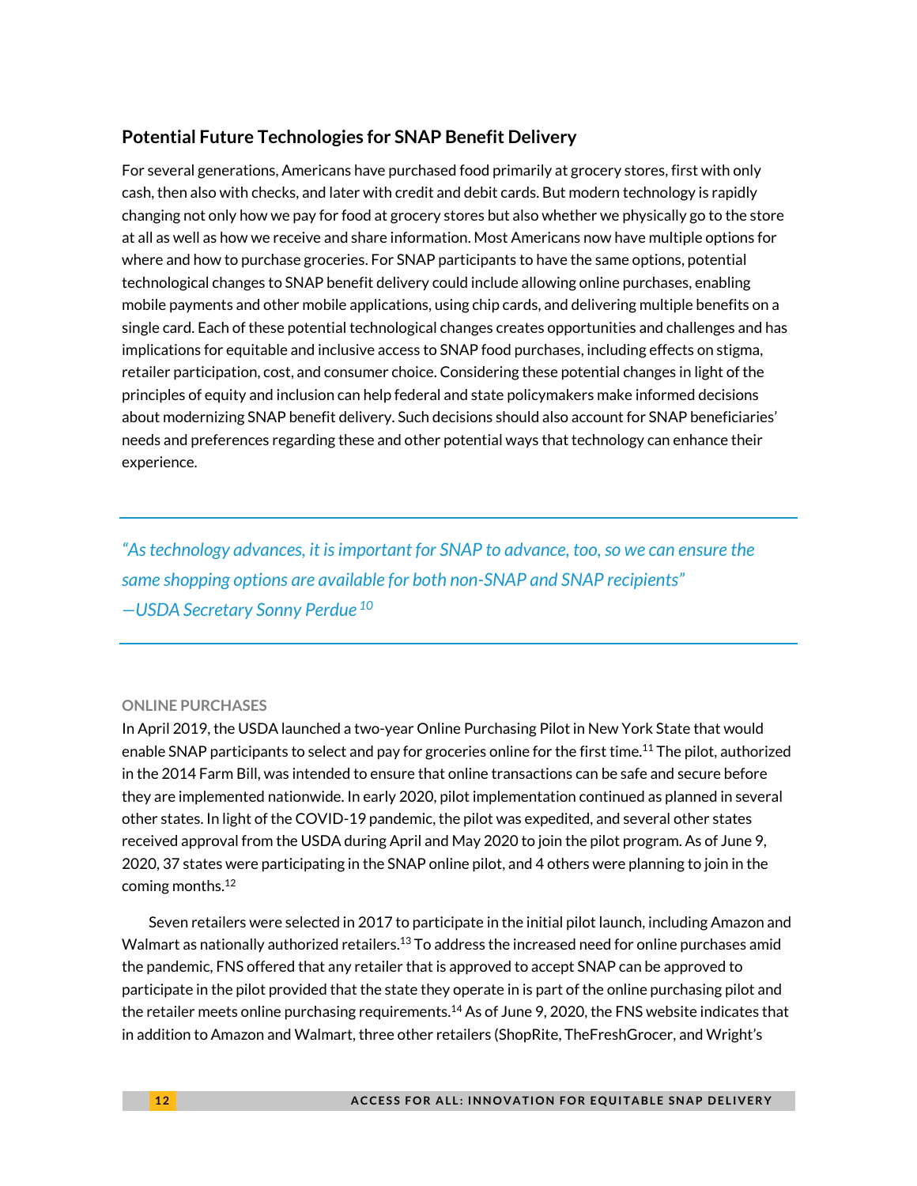## Potential Future Technologies for SNAP Benefit Delivery

For several generations, Americans have purchased food primarily at grocery stores, first with only cash, then also with checks, and later with credit and debit cards. But modern technology is rapidly changing not only how we pay for food at grocery stores but also whether we physically go to the store at all as well as how we receive and share information. Most Americans now have multiple options for where and how to purchase groceries. For SNAP participants to have the same options, potential technological changes to SNAP benefit delivery could include allowing online purchases, enabling mobile payments and other mobile applications, using chip cards, and delivering multiple benefits on a single card. Each of these potential technological changes creates opportunities and challenges and has implications for equitable and inclusive access to SNAP food purchases, including effects on stigma, retailer participation, cost, and consumer choice. Considering these potential changes in light of the principles of equity and inclusion can help federal and state policymakers make informed decisions about modernizing SNAP benefit delivery. Such decisions should also account for SNAP beneficiaries' needs and preferences regarding these and other potential ways that technology can enhance their experience.

> *"As technology advances, it is important for SNAP to advance, too, so we can ensure the same shopping options are available for both non-SNAP and SNAP recipients"*
> *—USDA Secretary Sonny Perdue* [10]

### ONLINE PURCHASES

In April 2019, the USDA launched a two-year Online Purchasing Pilot in New York State that would enable SNAP participants to select and pay for groceries online for the first time.[11] The pilot, authorized in the 2014 Farm Bill, was intended to ensure that online transactions can be safe and secure before they are implemented nationwide. In early 2020, pilot implementation continued as planned in several other states. In light of the COVID-19 pandemic, the pilot was expedited, and several other states received approval from the USDA during April and May 2020 to join the pilot program. As of June 9, 2020, 37 states were participating in the SNAP online pilot, and 4 others were planning to join in the coming months.[12]

Seven retailers were selected in 2017 to participate in the initial pilot launch, including Amazon and Walmart as nationally authorized retailers.[13] To address the increased need for online purchases amid the pandemic, FNS offered that any retailer that is approved to accept SNAP can be approved to participate in the pilot provided that the state they operate in is part of the online purchasing pilot and the retailer meets online purchasing requirements.[14] As of June 9, 2020, the FNS website indicates that in addition to Amazon and Walmart, three other retailers (ShopRite, TheFreshGrocer, and Wright's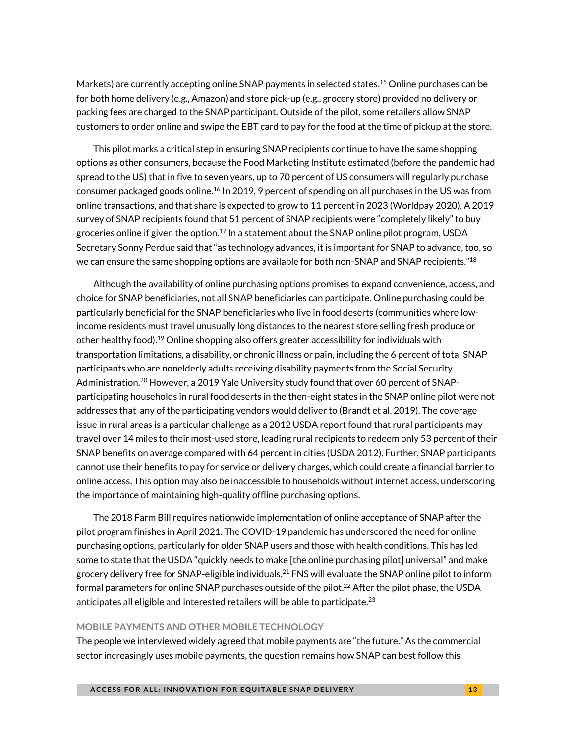Markets) are currently accepting online SNAP payments in selected states.[15] Online purchases can be for both home delivery (e.g., Amazon) and store pick-up (e.g., grocery store) provided no delivery or packing fees are charged to the SNAP participant. Outside of the pilot, some retailers allow SNAP customers to order online and swipe the EBT card to pay for the food at the time of pickup at the store.

This pilot marks a critical step in ensuring SNAP recipients continue to have the same shopping options as other consumers, because the Food Marketing Institute estimated (before the pandemic had spread to the US) that in five to seven years, up to 70 percent of US consumers will regularly purchase consumer packaged goods online.[16] In 2019, 9 percent of spending on all purchases in the US was from online transactions, and that share is expected to grow to 11 percent in 2023 (Worldpay 2020). A 2019 survey of SNAP recipients found that 51 percent of SNAP recipients were "completely likely" to buy groceries online if given the option.[17] In a statement about the SNAP online pilot program, USDA Secretary Sonny Perdue said that "as technology advances, it is important for SNAP to advance, too, so we can ensure the same shopping options are available for both non-SNAP and SNAP recipients."[18]

Although the availability of online purchasing options promises to expand convenience, access, and choice for SNAP beneficiaries, not all SNAP beneficiaries can participate. Online purchasing could be particularly beneficial for the SNAP beneficiaries who live in food deserts (communities where low-income residents must travel unusually long distances to the nearest store selling fresh produce or other healthy food).[19] Online shopping also offers greater accessibility for individuals with transportation limitations, a disability, or chronic illness or pain, including the 6 percent of total SNAP participants who are nonelderly adults receiving disability payments from the Social Security Administration.[20] However, a 2019 Yale University study found that over 60 percent of SNAP-participating households in rural food deserts in the then-eight states in the SNAP online pilot were not addresses that any of the participating vendors would deliver to (Brandt et al. 2019). The coverage issue in rural areas is a particular challenge as a 2012 USDA report found that rural participants may travel over 14 miles to their most-used store, leading rural recipients to redeem only 53 percent of their SNAP benefits on average compared with 64 percent in cities (USDA 2012). Further, SNAP participants cannot use their benefits to pay for service or delivery charges, which could create a financial barrier to online access. This option may also be inaccessible to households without internet access, underscoring the importance of maintaining high-quality offline purchasing options.

The 2018 Farm Bill requires nationwide implementation of online acceptance of SNAP after the pilot program finishes in April 2021. The COVID-19 pandemic has underscored the need for online purchasing options, particularly for older SNAP users and those with health conditions. This has led some to state that the USDA "quickly needs to make [the online purchasing pilot] universal" and make grocery delivery free for SNAP-eligible individuals.[21] FNS will evaluate the SNAP online pilot to inform formal parameters for online SNAP purchases outside of the pilot.[22] After the pilot phase, the USDA anticipates all eligible and interested retailers will be able to participate.[23]

### MOBILE PAYMENTS AND OTHER MOBILE TECHNOLOGY

The people we interviewed widely agreed that mobile payments are "the future." As the commercial sector increasingly uses mobile payments, the question remains how SNAP can best follow this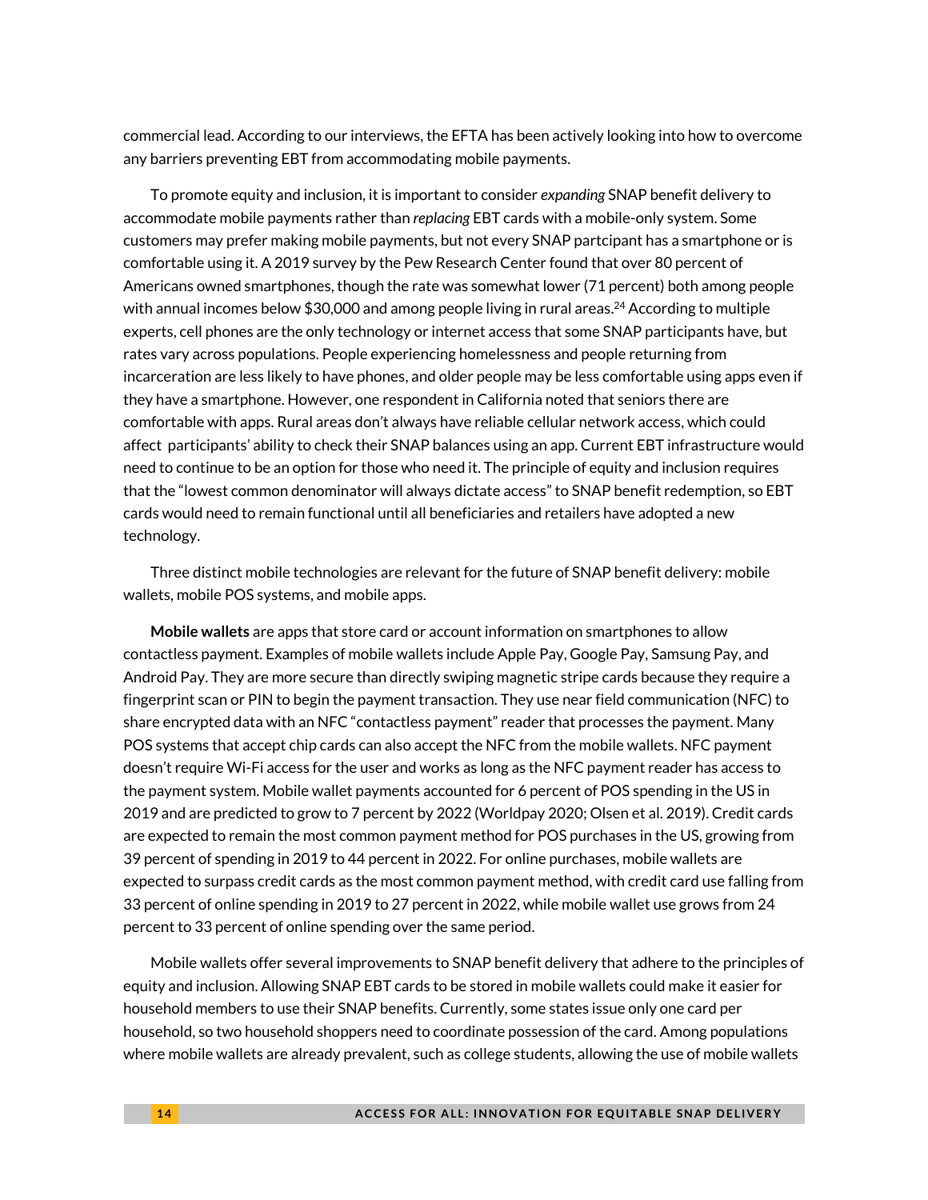commercial lead. According to our interviews, the EFTA has been actively looking into how to overcome any barriers preventing EBT from accommodating mobile payments.

To promote equity and inclusion, it is important to consider *expanding* SNAP benefit delivery to accommodate mobile payments rather than *replacing* EBT cards with a mobile-only system. Some customers may prefer making mobile payments, but not every SNAP partcipant has a smartphone or is comfortable using it. A 2019 survey by the Pew Research Center found that over 80 percent of Americans owned smartphones, though the rate was somewhat lower (71 percent) both among people with annual incomes below $30,000 and among people living in rural areas.[24] According to multiple experts, cell phones are the only technology or internet access that some SNAP participants have, but rates vary across populations. People experiencing homelessness and people returning from incarceration are less likely to have phones, and older people may be less comfortable using apps even if they have a smartphone. However, one respondent in California noted that seniors there are comfortable with apps. Rural areas don't always have reliable cellular network access, which could affect participants' ability to check their SNAP balances using an app. Current EBT infrastructure would need to continue to be an option for those who need it. The principle of equity and inclusion requires that the "lowest common denominator will always dictate access" to SNAP benefit redemption, so EBT cards would need to remain functional until all beneficiaries and retailers have adopted a new technology.

Three distinct mobile technologies are relevant for the future of SNAP benefit delivery: mobile wallets, mobile POS systems, and mobile apps.

**Mobile wallets** are apps that store card or account information on smartphones to allow contactless payment. Examples of mobile wallets include Apple Pay, Google Pay, Samsung Pay, and Android Pay. They are more secure than directly swiping magnetic stripe cards because they require a fingerprint scan or PIN to begin the payment transaction. They use near field communication (NFC) to share encrypted data with an NFC "contactless payment" reader that processes the payment. Many POS systems that accept chip cards can also accept the NFC from the mobile wallets. NFC payment doesn't require Wi-Fi access for the user and works as long as the NFC payment reader has access to the payment system. Mobile wallet payments accounted for 6 percent of POS spending in the US in 2019 and are predicted to grow to 7 percent by 2022 (Worldpay 2020; Olsen et al. 2019). Credit cards are expected to remain the most common payment method for POS purchases in the US, growing from 39 percent of spending in 2019 to 44 percent in 2022. For online purchases, mobile wallets are expected to surpass credit cards as the most common payment method, with credit card use falling from 33 percent of online spending in 2019 to 27 percent in 2022, while mobile wallet use grows from 24 percent to 33 percent of online spending over the same period.

Mobile wallets offer several improvements to SNAP benefit delivery that adhere to the principles of equity and inclusion. Allowing SNAP EBT cards to be stored in mobile wallets could make it easier for household members to use their SNAP benefits. Currently, some states issue only one card per household, so two household shoppers need to coordinate possession of the card. Among populations where mobile wallets are already prevalent, such as college students, allowing the use of mobile wallets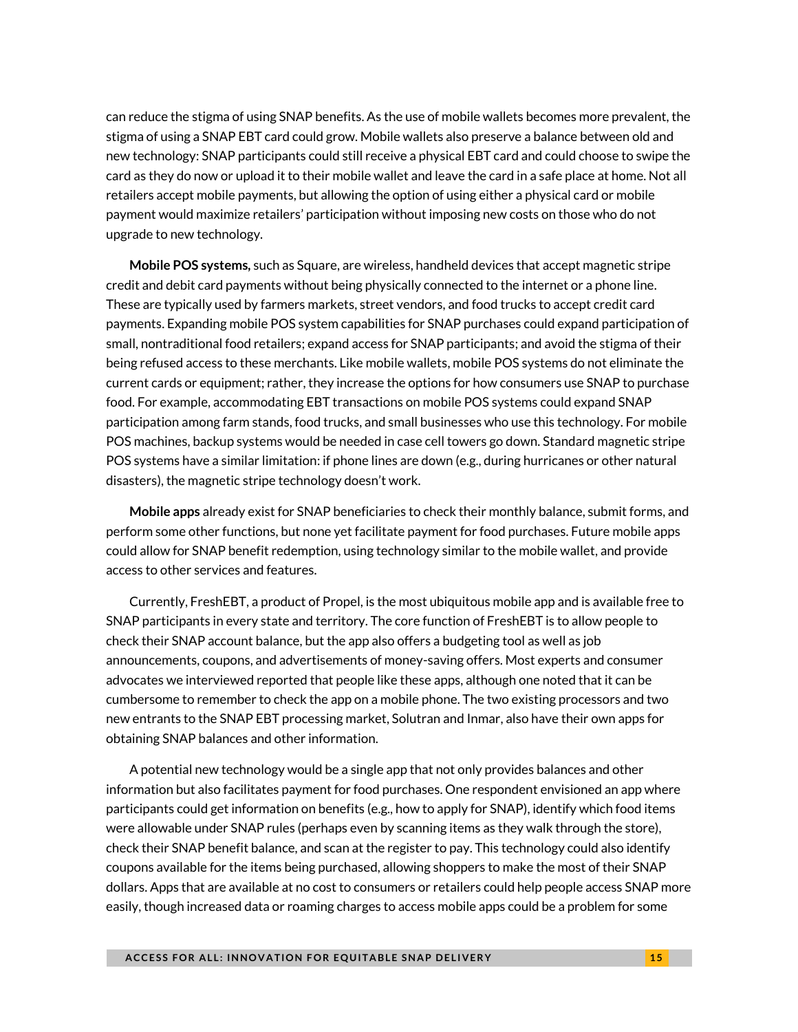can reduce the stigma of using SNAP benefits. As the use of mobile wallets becomes more prevalent, the stigma of using a SNAP EBT card could grow. Mobile wallets also preserve a balance between old and new technology: SNAP participants could still receive a physical EBT card and could choose to swipe the card as they do now or upload it to their mobile wallet and leave the card in a safe place at home. Not all retailers accept mobile payments, but allowing the option of using either a physical card or mobile payment would maximize retailers' participation without imposing new costs on those who do not upgrade to new technology.

**Mobile POS systems,** such as Square, are wireless, handheld devices that accept magnetic stripe credit and debit card payments without being physically connected to the internet or a phone line. These are typically used by farmers markets, street vendors, and food trucks to accept credit card payments. Expanding mobile POS system capabilities for SNAP purchases could expand participation of small, nontraditional food retailers; expand access for SNAP participants; and avoid the stigma of their being refused access to these merchants. Like mobile wallets, mobile POS systems do not eliminate the current cards or equipment; rather, they increase the options for how consumers use SNAP to purchase food. For example, accommodating EBT transactions on mobile POS systems could expand SNAP participation among farm stands, food trucks, and small businesses who use this technology. For mobile POS machines, backup systems would be needed in case cell towers go down. Standard magnetic stripe POS systems have a similar limitation: if phone lines are down (e.g., during hurricanes or other natural disasters), the magnetic stripe technology doesn't work.

**Mobile apps** already exist for SNAP beneficiaries to check their monthly balance, submit forms, and perform some other functions, but none yet facilitate payment for food purchases. Future mobile apps could allow for SNAP benefit redemption, using technology similar to the mobile wallet, and provide access to other services and features.

Currently, FreshEBT, a product of Propel, is the most ubiquitous mobile app and is available free to SNAP participants in every state and territory. The core function of FreshEBT is to allow people to check their SNAP account balance, but the app also offers a budgeting tool as well as job announcements, coupons, and advertisements of money-saving offers. Most experts and consumer advocates we interviewed reported that people like these apps, although one noted that it can be cumbersome to remember to check the app on a mobile phone. The two existing processors and two new entrants to the SNAP EBT processing market, Solutran and Inmar, also have their own apps for obtaining SNAP balances and other information.

A potential new technology would be a single app that not only provides balances and other information but also facilitates payment for food purchases. One respondent envisioned an app where participants could get information on benefits (e.g., how to apply for SNAP), identify which food items were allowable under SNAP rules (perhaps even by scanning items as they walk through the store), check their SNAP benefit balance, and scan at the register to pay. This technology could also identify coupons available for the items being purchased, allowing shoppers to make the most of their SNAP dollars. Apps that are available at no cost to consumers or retailers could help people access SNAP more easily, though increased data or roaming charges to access mobile apps could be a problem for some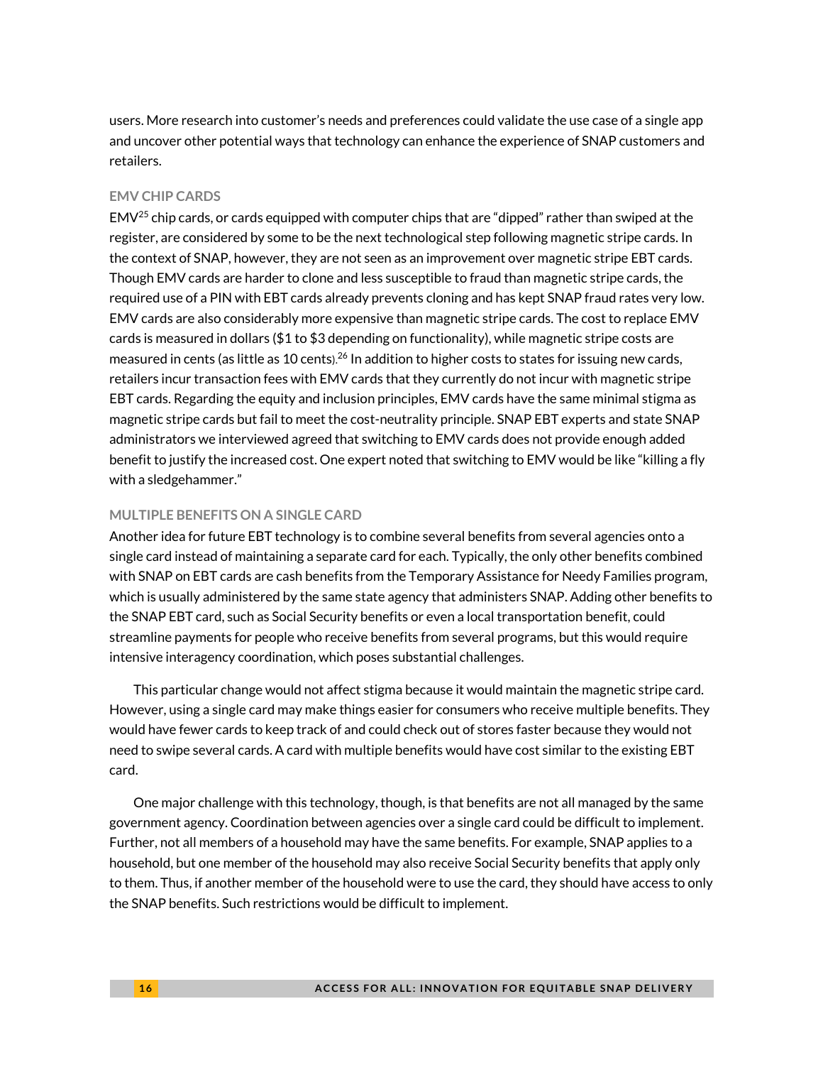users. More research into customer's needs and preferences could validate the use case of a single app and uncover other potential ways that technology can enhance the experience of SNAP customers and retailers.

#### EMV CHIP CARDS

EMV[25] chip cards, or cards equipped with computer chips that are "dipped" rather than swiped at the register, are considered by some to be the next technological step following magnetic stripe cards. In the context of SNAP, however, they are not seen as an improvement over magnetic stripe EBT cards. Though EMV cards are harder to clone and less susceptible to fraud than magnetic stripe cards, the required use of a PIN with EBT cards already prevents cloning and has kept SNAP fraud rates very low. EMV cards are also considerably more expensive than magnetic stripe cards. The cost to replace EMV cards is measured in dollars ($1 to $3 depending on functionality), while magnetic stripe costs are measured in cents (as little as 10 cents).[26] In addition to higher costs to states for issuing new cards, retailers incur transaction fees with EMV cards that they currently do not incur with magnetic stripe EBT cards. Regarding the equity and inclusion principles, EMV cards have the same minimal stigma as magnetic stripe cards but fail to meet the cost-neutrality principle. SNAP EBT experts and state SNAP administrators we interviewed agreed that switching to EMV cards does not provide enough added benefit to justify the increased cost. One expert noted that switching to EMV would be like "killing a fly with a sledgehammer."

#### MULTIPLE BENEFITS ON A SINGLE CARD

Another idea for future EBT technology is to combine several benefits from several agencies onto a single card instead of maintaining a separate card for each. Typically, the only other benefits combined with SNAP on EBT cards are cash benefits from the Temporary Assistance for Needy Families program, which is usually administered by the same state agency that administers SNAP. Adding other benefits to the SNAP EBT card, such as Social Security benefits or even a local transportation benefit, could streamline payments for people who receive benefits from several programs, but this would require intensive interagency coordination, which poses substantial challenges.

This particular change would not affect stigma because it would maintain the magnetic stripe card. However, using a single card may make things easier for consumers who receive multiple benefits. They would have fewer cards to keep track of and could check out of stores faster because they would not need to swipe several cards. A card with multiple benefits would have cost similar to the existing EBT card.

One major challenge with this technology, though, is that benefits are not all managed by the same government agency. Coordination between agencies over a single card could be difficult to implement. Further, not all members of a household may have the same benefits. For example, SNAP applies to a household, but one member of the household may also receive Social Security benefits that apply only to them. Thus, if another member of the household were to use the card, they should have access to only the SNAP benefits. Such restrictions would be difficult to implement.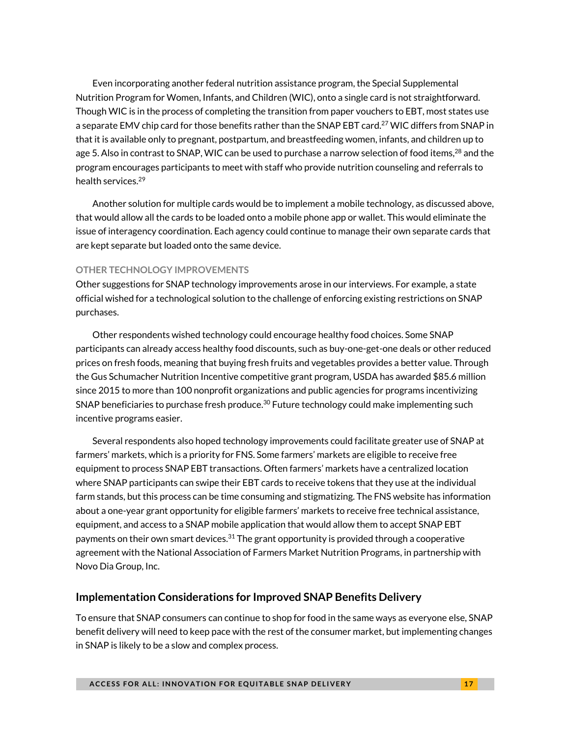Even incorporating another federal nutrition assistance program, the Special Supplemental Nutrition Program for Women, Infants, and Children (WIC), onto a single card is not straightforward. Though WIC is in the process of completing the transition from paper vouchers to EBT, most states use a separate EMV chip card for those benefits rather than the SNAP EBT card.[27] WIC differs from SNAP in that it is available only to pregnant, postpartum, and breastfeeding women, infants, and children up to age 5. Also in contrast to SNAP, WIC can be used to purchase a narrow selection of food items,[28] and the program encourages participants to meet with staff who provide nutrition counseling and referrals to health services.[29]

Another solution for multiple cards would be to implement a mobile technology, as discussed above, that would allow all the cards to be loaded onto a mobile phone app or wallet. This would eliminate the issue of interagency coordination. Each agency could continue to manage their own separate cards that are kept separate but loaded onto the same device.

#### OTHER TECHNOLOGY IMPROVEMENTS

Other suggestions for SNAP technology improvements arose in our interviews. For example, a state official wished for a technological solution to the challenge of enforcing existing restrictions on SNAP purchases.

Other respondents wished technology could encourage healthy food choices. Some SNAP participants can already access healthy food discounts, such as buy-one-get-one deals or other reduced prices on fresh foods, meaning that buying fresh fruits and vegetables provides a better value. Through the Gus Schumacher Nutrition Incentive competitive grant program, USDA has awarded $85.6 million since 2015 to more than 100 nonprofit organizations and public agencies for programs incentivizing SNAP beneficiaries to purchase fresh produce.[30] Future technology could make implementing such incentive programs easier.

Several respondents also hoped technology improvements could facilitate greater use of SNAP at farmers' markets, which is a priority for FNS. Some farmers' markets are eligible to receive free equipment to process SNAP EBT transactions. Often farmers' markets have a centralized location where SNAP participants can swipe their EBT cards to receive tokens that they use at the individual farm stands, but this process can be time consuming and stigmatizing. The FNS website has information about a one-year grant opportunity for eligible farmers' markets to receive free technical assistance, equipment, and access to a SNAP mobile application that would allow them to accept SNAP EBT payments on their own smart devices.[31] The grant opportunity is provided through a cooperative agreement with the National Association of Farmers Market Nutrition Programs, in partnership with Novo Dia Group, Inc.

## Implementation Considerations for Improved SNAP Benefits Delivery

To ensure that SNAP consumers can continue to shop for food in the same ways as everyone else, SNAP benefit delivery will need to keep pace with the rest of the consumer market, but implementing changes in SNAP is likely to be a slow and complex process.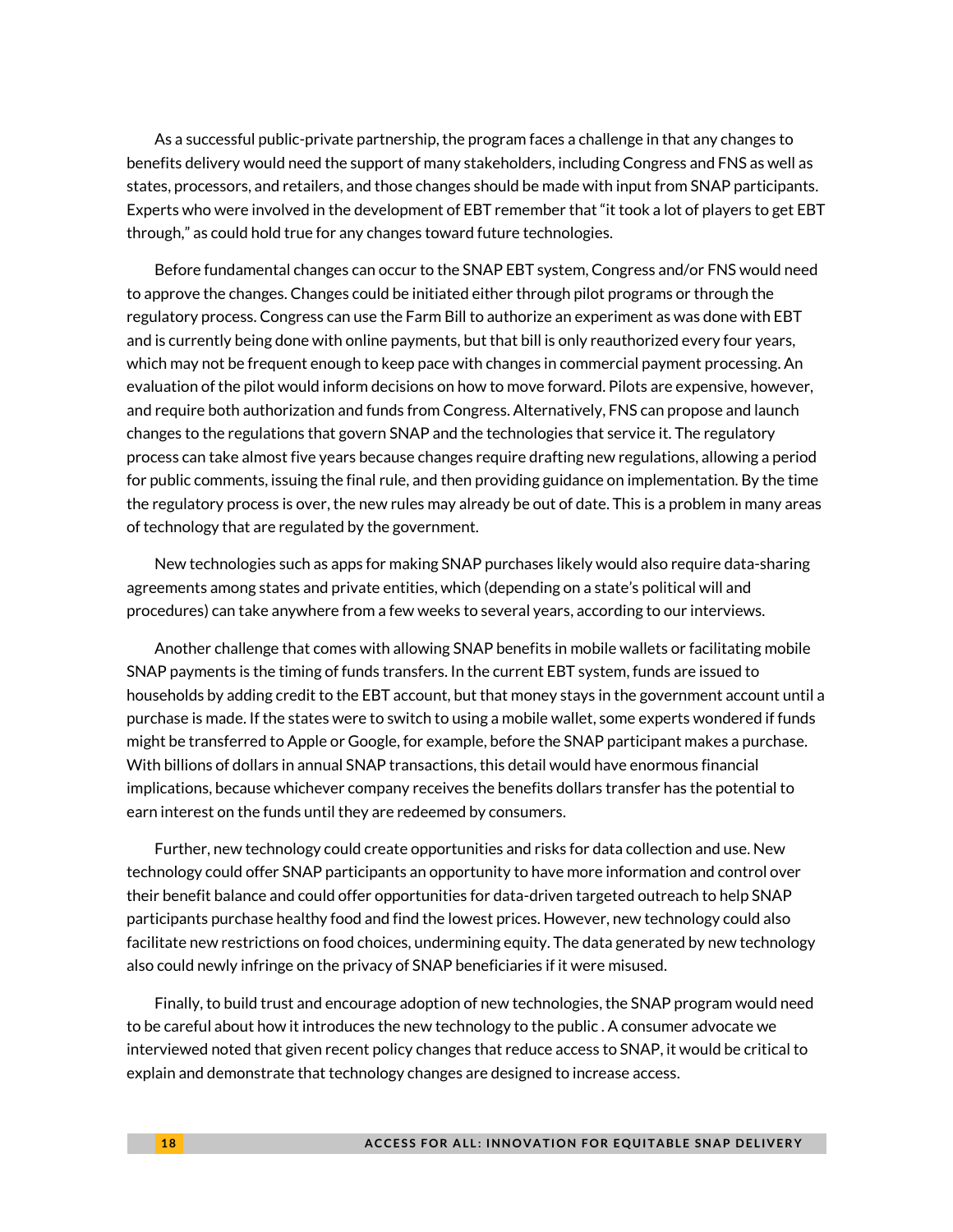As a successful public-private partnership, the program faces a challenge in that any changes to benefits delivery would need the support of many stakeholders, including Congress and FNS as well as states, processors, and retailers, and those changes should be made with input from SNAP participants. Experts who were involved in the development of EBT remember that "it took a lot of players to get EBT through," as could hold true for any changes toward future technologies.

Before fundamental changes can occur to the SNAP EBT system, Congress and/or FNS would need to approve the changes. Changes could be initiated either through pilot programs or through the regulatory process. Congress can use the Farm Bill to authorize an experiment as was done with EBT and is currently being done with online payments, but that bill is only reauthorized every four years, which may not be frequent enough to keep pace with changes in commercial payment processing. An evaluation of the pilot would inform decisions on how to move forward. Pilots are expensive, however, and require both authorization and funds from Congress. Alternatively, FNS can propose and launch changes to the regulations that govern SNAP and the technologies that service it. The regulatory process can take almost five years because changes require drafting new regulations, allowing a period for public comments, issuing the final rule, and then providing guidance on implementation. By the time the regulatory process is over, the new rules may already be out of date. This is a problem in many areas of technology that are regulated by the government.

New technologies such as apps for making SNAP purchases likely would also require data-sharing agreements among states and private entities, which (depending on a state's political will and procedures) can take anywhere from a few weeks to several years, according to our interviews.

Another challenge that comes with allowing SNAP benefits in mobile wallets or facilitating mobile SNAP payments is the timing of funds transfers. In the current EBT system, funds are issued to households by adding credit to the EBT account, but that money stays in the government account until a purchase is made. If the states were to switch to using a mobile wallet, some experts wondered if funds might be transferred to Apple or Google, for example, before the SNAP participant makes a purchase. With billions of dollars in annual SNAP transactions, this detail would have enormous financial implications, because whichever company receives the benefits dollars transfer has the potential to earn interest on the funds until they are redeemed by consumers.

Further, new technology could create opportunities and risks for data collection and use. New technology could offer SNAP participants an opportunity to have more information and control over their benefit balance and could offer opportunities for data-driven targeted outreach to help SNAP participants purchase healthy food and find the lowest prices. However, new technology could also facilitate new restrictions on food choices, undermining equity. The data generated by new technology also could newly infringe on the privacy of SNAP beneficiaries if it were misused.

Finally, to build trust and encourage adoption of new technologies, the SNAP program would need to be careful about how it introduces the new technology to the public . A consumer advocate we interviewed noted that given recent policy changes that reduce access to SNAP, it would be critical to explain and demonstrate that technology changes are designed to increase access.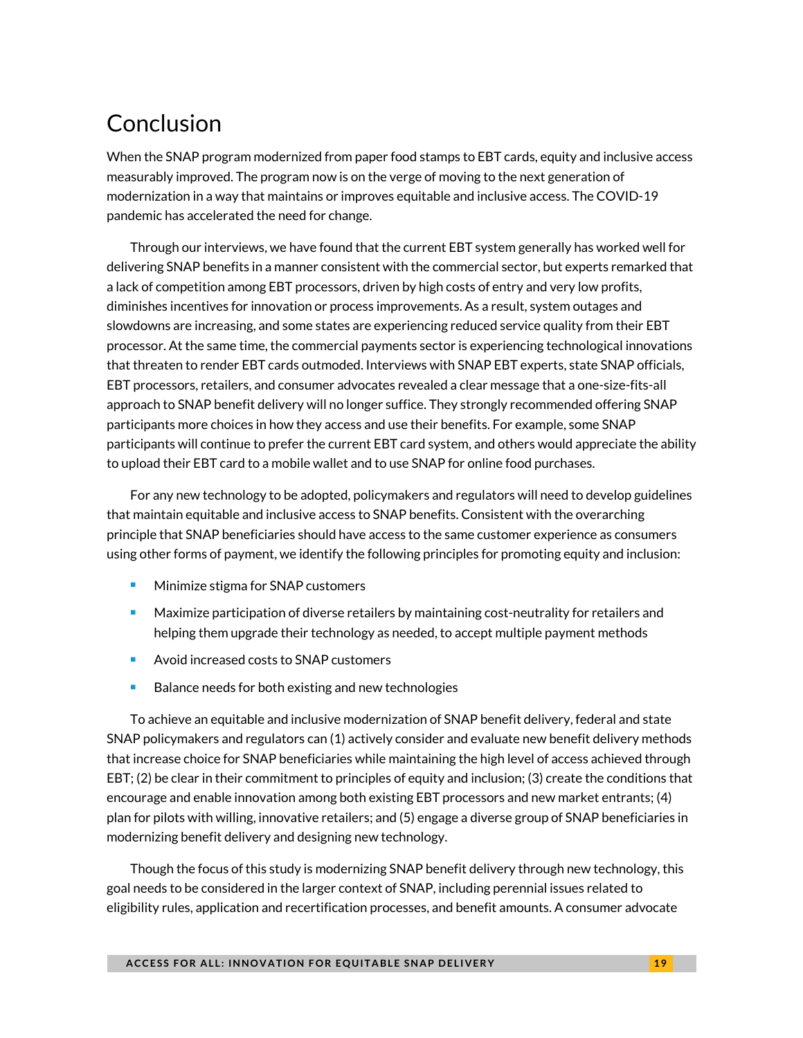# Conclusion

When the SNAP program modernized from paper food stamps to EBT cards, equity and inclusive access measurably improved. The program now is on the verge of moving to the next generation of modernization in a way that maintains or improves equitable and inclusive access. The COVID-19 pandemic has accelerated the need for change.

Through our interviews, we have found that the current EBT system generally has worked well for delivering SNAP benefits in a manner consistent with the commercial sector, but experts remarked that a lack of competition among EBT processors, driven by high costs of entry and very low profits, diminishes incentives for innovation or process improvements. As a result, system outages and slowdowns are increasing, and some states are experiencing reduced service quality from their EBT processor. At the same time, the commercial payments sector is experiencing technological innovations that threaten to render EBT cards outmoded. Interviews with SNAP EBT experts, state SNAP officials, EBT processors, retailers, and consumer advocates revealed a clear message that a one-size-fits-all approach to SNAP benefit delivery will no longer suffice. They strongly recommended offering SNAP participants more choices in how they access and use their benefits. For example, some SNAP participants will continue to prefer the current EBT card system, and others would appreciate the ability to upload their EBT card to a mobile wallet and to use SNAP for online food purchases.

For any new technology to be adopted, policymakers and regulators will need to develop guidelines that maintain equitable and inclusive access to SNAP benefits. Consistent with the overarching principle that SNAP beneficiaries should have access to the same customer experience as consumers using other forms of payment, we identify the following principles for promoting equity and inclusion:

- Minimize stigma for SNAP customers
- Maximize participation of diverse retailers by maintaining cost-neutrality for retailers and helping them upgrade their technology as needed, to accept multiple payment methods
- Avoid increased costs to SNAP customers
- Balance needs for both existing and new technologies

To achieve an equitable and inclusive modernization of SNAP benefit delivery, federal and state SNAP policymakers and regulators can (1) actively consider and evaluate new benefit delivery methods that increase choice for SNAP beneficiaries while maintaining the high level of access achieved through EBT; (2) be clear in their commitment to principles of equity and inclusion; (3) create the conditions that encourage and enable innovation among both existing EBT processors and new market entrants; (4) plan for pilots with willing, innovative retailers; and (5) engage a diverse group of SNAP beneficiaries in modernizing benefit delivery and designing new technology.

Though the focus of this study is modernizing SNAP benefit delivery through new technology, this goal needs to be considered in the larger context of SNAP, including perennial issues related to eligibility rules, application and recertification processes, and benefit amounts. A consumer advocate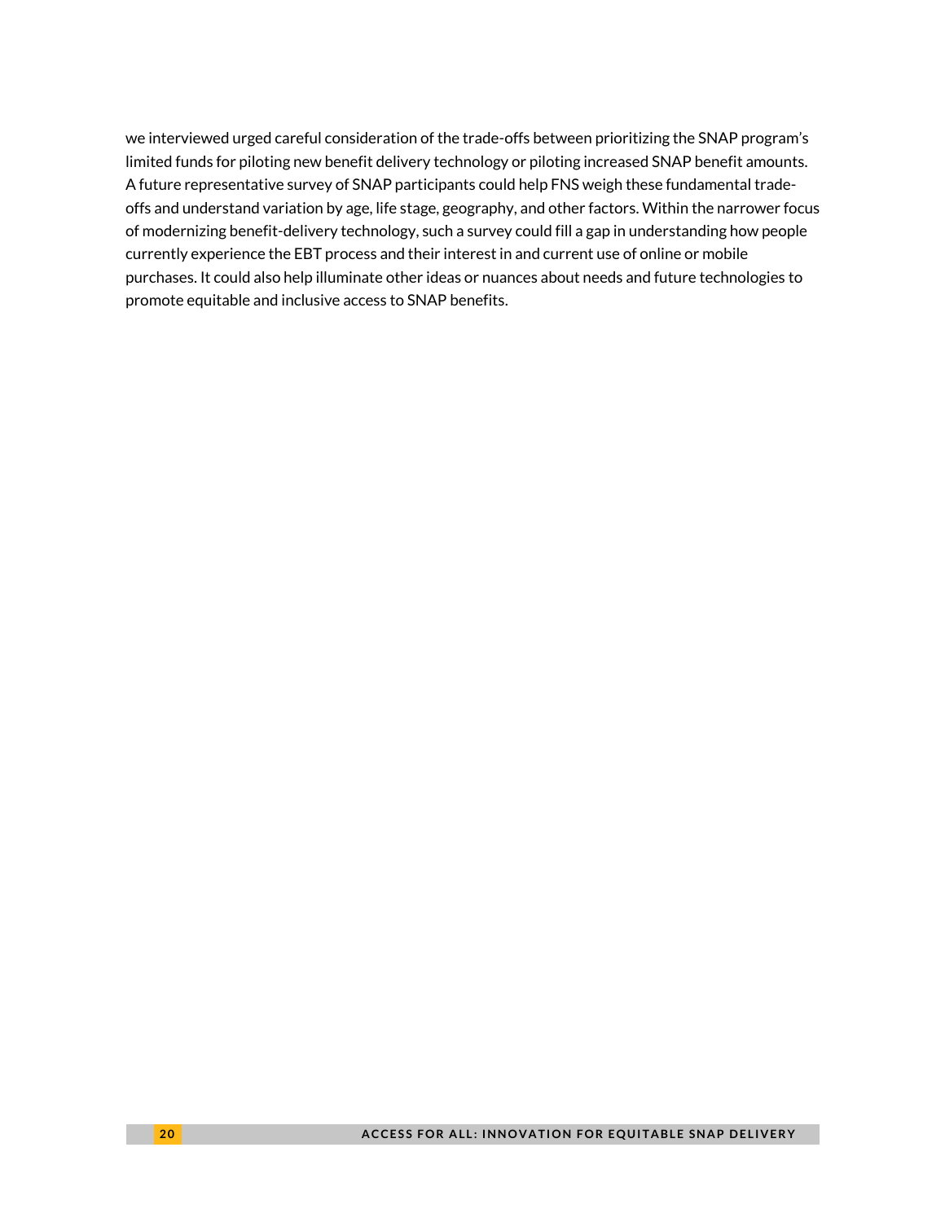we interviewed urged careful consideration of the trade-offs between prioritizing the SNAP program's limited funds for piloting new benefit delivery technology or piloting increased SNAP benefit amounts. A future representative survey of SNAP participants could help FNS weigh these fundamental trade-offs and understand variation by age, life stage, geography, and other factors. Within the narrower focus of modernizing benefit-delivery technology, such a survey could fill a gap in understanding how people currently experience the EBT process and their interest in and current use of online or mobile purchases. It could also help illuminate other ideas or nuances about needs and future technologies to promote equitable and inclusive access to SNAP benefits.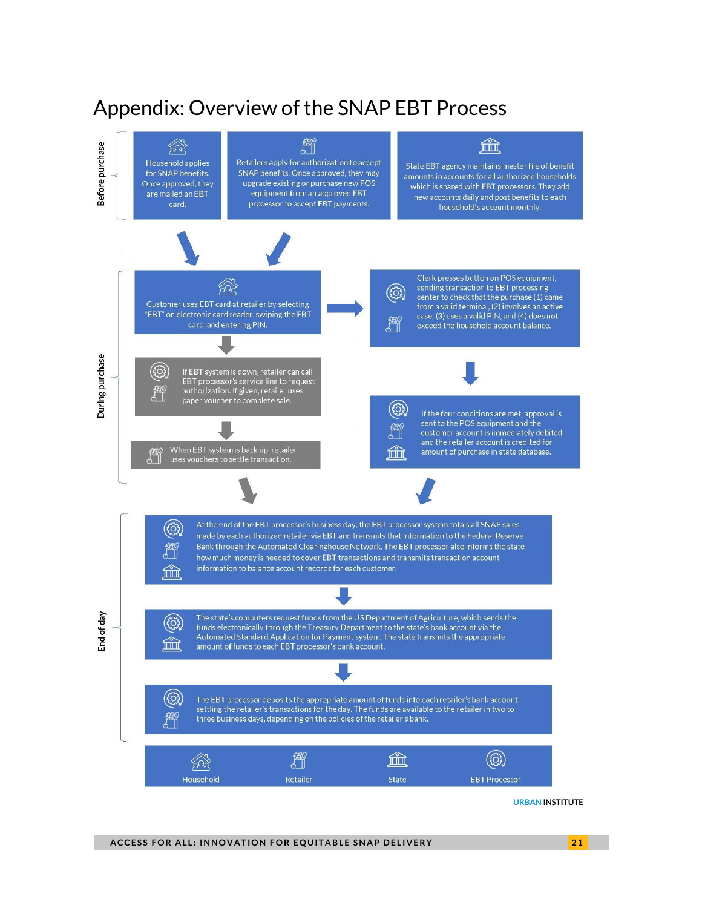# Appendix: Overview of the SNAP EBT Process

## Before purchase

- Household applies for SNAP benefits. Once approved, they are mailed an EBT card.
- Retailers apply for authorization to accept SNAP benefits. Once approved, they may upgrade existing or purchase new POS equipment from an approved EBT processor to accept EBT payments.
- State EBT agency maintains master file of benefit amounts in accounts for all authorized households which is shared with EBT processors. They add new accounts daily and post benefits to each household's account monthly.

## During purchase

- Customer uses EBT card at retailer by selecting "EBT" on electronic card reader, swiping the EBT card, and entering PIN.
- Clerk presses button on POS equipment, sending transaction to EBT processing center to check that the purchase (1) came from a valid terminal, (2) involves an active case, (3) uses a valid PIN, and (4) does not exceed the household account balance.
- If the four conditions are met, approval is sent to the POS equipment and the customer account is immediately debited and the retailer account is credited for amount of purchase in state database.
- If EBT system is down, retailer can call EBT processor's service line to request authorization. If given, retailer uses paper voucher to complete sale.
- When EBT system is back up, retailer uses vouchers to settle transaction.

## End of day

- At the end of the EBT processor's business day, the EBT processor system totals all SNAP sales made by each authorized retailer via EBT and transmits that information to the Federal Reserve Bank through the Automated Clearinghouse Network. The EBT processor also informs the state how much money is needed to cover EBT transactions and transmits transaction account information to balance account records for each customer.
- The state's computers request funds from the US Department of Agriculture, which sends the funds electronically through the Treasury Department to the state's bank account via the Automated Standard Application for Payment system. The state transmits the appropriate amount of funds to each EBT processor's bank account.
- The EBT processor deposits the appropriate amount of funds into each retailer's bank account, settling the retailer's transactions for the day. The funds are available to the retailer in two to three business days, depending on the policies of the retailer's bank.

Legend: Household | Retailer | State | EBT Processor

URBAN INSTITUTE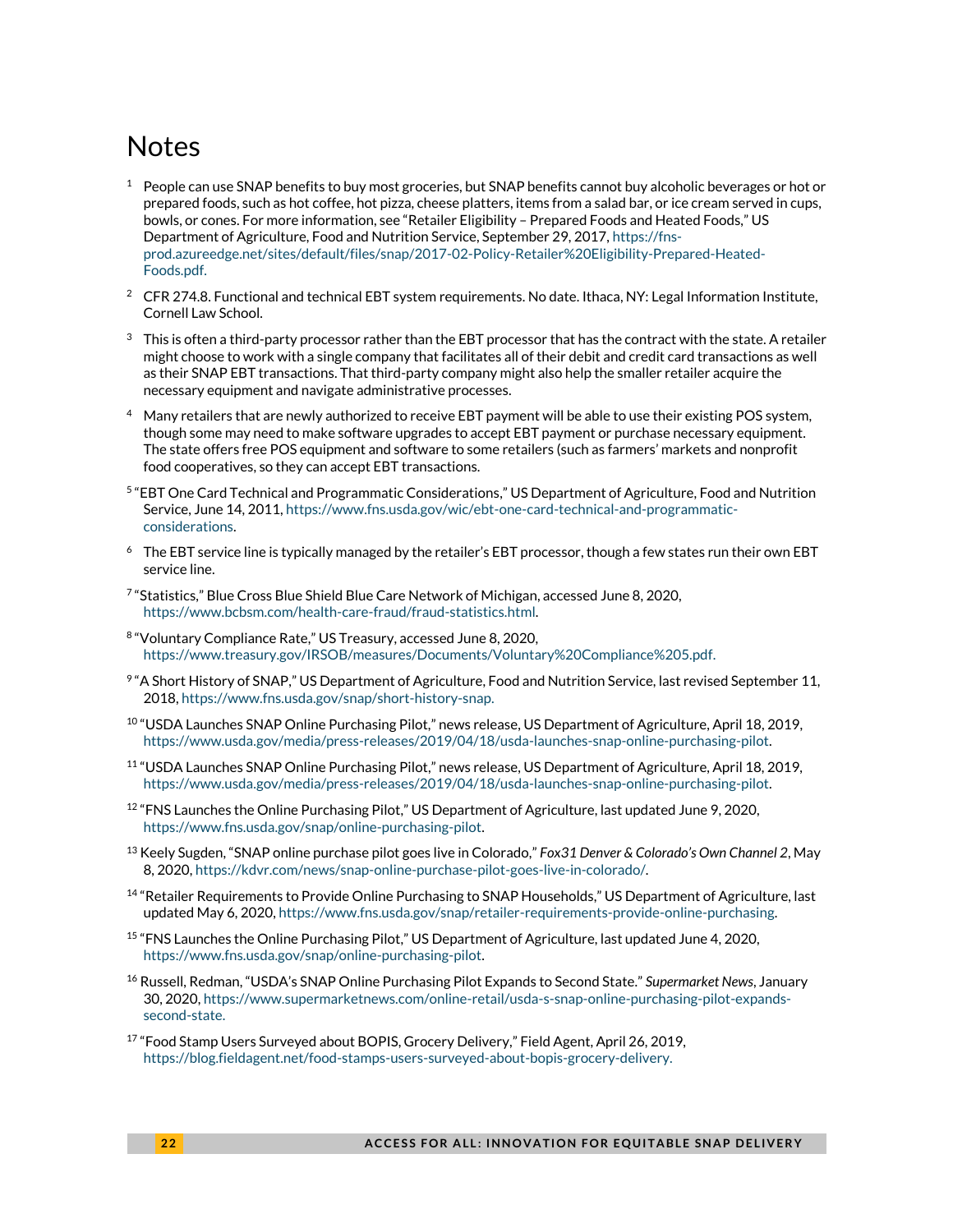# Notes

1. People can use SNAP benefits to buy most groceries, but SNAP benefits cannot buy alcoholic beverages or hot or prepared foods, such as hot coffee, hot pizza, cheese platters, items from a salad bar, or ice cream served in cups, bowls, or cones. For more information, see "Retailer Eligibility – Prepared Foods and Heated Foods," US Department of Agriculture, Food and Nutrition Service, September 29, 2017, https://fns-prod.azureedge.net/sites/default/files/snap/2017-02-Policy-Retailer%20Eligibility-Prepared-Heated-Foods.pdf.

2. CFR 274.8. Functional and technical EBT system requirements. No date. Ithaca, NY: Legal Information Institute, Cornell Law School.

3. This is often a third-party processor rather than the EBT processor that has the contract with the state. A retailer might choose to work with a single company that facilitates all of their debit and credit card transactions as well as their SNAP EBT transactions. That third-party company might also help the smaller retailer acquire the necessary equipment and navigate administrative processes.

4. Many retailers that are newly authorized to receive EBT payment will be able to use their existing POS system, though some may need to make software upgrades to accept EBT payment or purchase necessary equipment. The state offers free POS equipment and software to some retailers (such as farmers' markets and nonprofit food cooperatives, so they can accept EBT transactions.

5. "EBT One Card Technical and Programmatic Considerations," US Department of Agriculture, Food and Nutrition Service, June 14, 2011, https://www.fns.usda.gov/wic/ebt-one-card-technical-and-programmatic-considerations.

6. The EBT service line is typically managed by the retailer's EBT processor, though a few states run their own EBT service line.

7. "Statistics," Blue Cross Blue Shield Blue Care Network of Michigan, accessed June 8, 2020, https://www.bcbsm.com/health-care-fraud/fraud-statistics.html.

8. "Voluntary Compliance Rate," US Treasury, accessed June 8, 2020, https://www.treasury.gov/IRSOB/measures/Documents/Voluntary%20Compliance%205.pdf.

9. "A Short History of SNAP," US Department of Agriculture, Food and Nutrition Service, last revised September 11, 2018, https://www.fns.usda.gov/snap/short-history-snap.

10. "USDA Launches SNAP Online Purchasing Pilot," news release, US Department of Agriculture, April 18, 2019, https://www.usda.gov/media/press-releases/2019/04/18/usda-launches-snap-online-purchasing-pilot.

11. "USDA Launches SNAP Online Purchasing Pilot," news release, US Department of Agriculture, April 18, 2019, https://www.usda.gov/media/press-releases/2019/04/18/usda-launches-snap-online-purchasing-pilot.

12. "FNS Launches the Online Purchasing Pilot," US Department of Agriculture, last updated June 9, 2020, https://www.fns.usda.gov/snap/online-purchasing-pilot.

13. Keely Sugden, "SNAP online purchase pilot goes live in Colorado," *Fox31 Denver & Colorado's Own Channel 2*, May 8, 2020, https://kdvr.com/news/snap-online-purchase-pilot-goes-live-in-colorado/.

14. "Retailer Requirements to Provide Online Purchasing to SNAP Households," US Department of Agriculture, last updated May 6, 2020, https://www.fns.usda.gov/snap/retailer-requirements-provide-online-purchasing.

15. "FNS Launches the Online Purchasing Pilot," US Department of Agriculture, last updated June 4, 2020, https://www.fns.usda.gov/snap/online-purchasing-pilot.

16. Russell, Redman, "USDA's SNAP Online Purchasing Pilot Expands to Second State." *Supermarket News*, January 30, 2020, https://www.supermarketnews.com/online-retail/usda-s-snap-online-purchasing-pilot-expands-second-state.

17. "Food Stamp Users Surveyed about BOPIS, Grocery Delivery," Field Agent, April 26, 2019, https://blog.fieldagent.net/food-stamps-users-surveyed-about-bopis-grocery-delivery.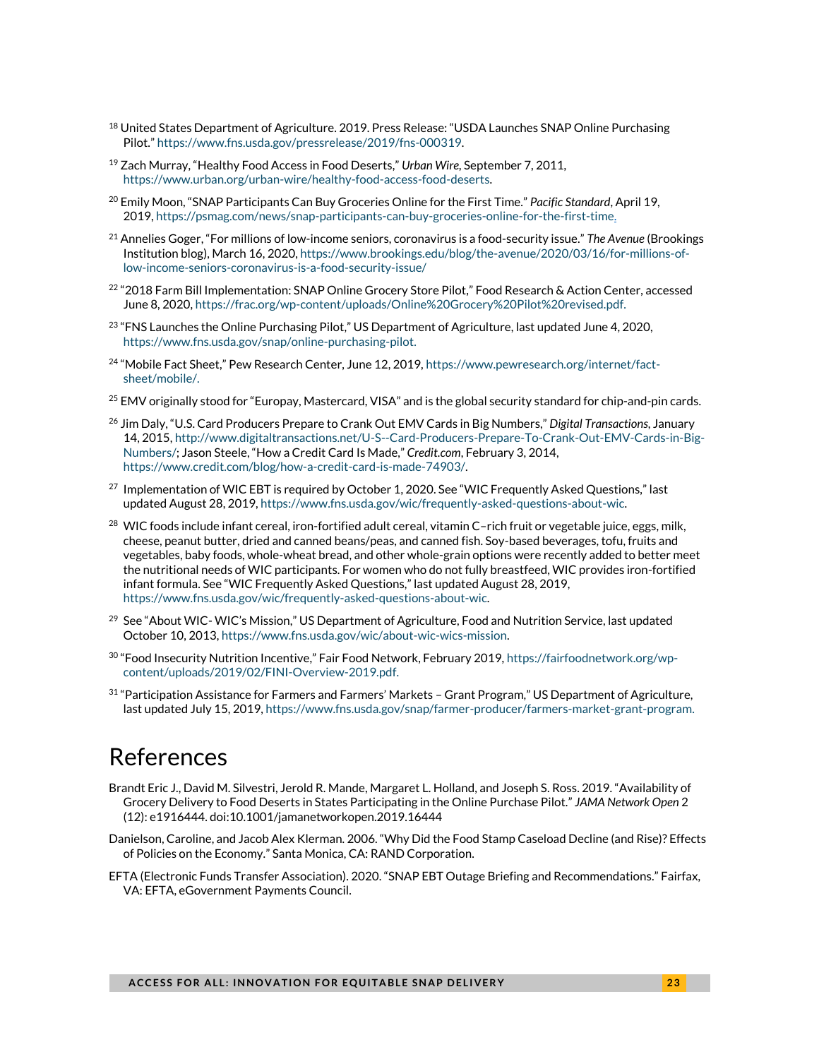[18] United States Department of Agriculture. 2019. Press Release: "USDA Launches SNAP Online Purchasing Pilot." https://www.fns.usda.gov/pressrelease/2019/fns-000319.

[19] Zach Murray, "Healthy Food Access in Food Deserts," *Urban Wire*, September 7, 2011, https://www.urban.org/urban-wire/healthy-food-access-food-deserts.

[20] Emily Moon, "SNAP Participants Can Buy Groceries Online for the First Time." *Pacific Standard*, April 19, 2019, https://psmag.com/news/snap-participants-can-buy-groceries-online-for-the-first-time.

[21] Annelies Goger, "For millions of low-income seniors, coronavirus is a food-security issue." *The Avenue* (Brookings Institution blog), March 16, 2020, https://www.brookings.edu/blog/the-avenue/2020/03/16/for-millions-of-low-income-seniors-coronavirus-is-a-food-security-issue/

[22] "2018 Farm Bill Implementation: SNAP Online Grocery Store Pilot," Food Research & Action Center, accessed June 8, 2020, https://frac.org/wp-content/uploads/Online%20Grocery%20Pilot%20revised.pdf.

[23] "FNS Launches the Online Purchasing Pilot," US Department of Agriculture, last updated June 4, 2020, https://www.fns.usda.gov/snap/online-purchasing-pilot.

[24] "Mobile Fact Sheet," Pew Research Center, June 12, 2019, https://www.pewresearch.org/internet/fact-sheet/mobile/.

[25] EMV originally stood for "Europay, Mastercard, VISA" and is the global security standard for chip-and-pin cards.

[26] Jim Daly, "U.S. Card Producers Prepare to Crank Out EMV Cards in Big Numbers," *Digital Transactions*, January 14, 2015, http://www.digitaltransactions.net/U-S--Card-Producers-Prepare-To-Crank-Out-EMV-Cards-in-Big-Numbers/; Jason Steele, "How a Credit Card Is Made," *Credit.com*, February 3, 2014, https://www.credit.com/blog/how-a-credit-card-is-made-74903/.

[27] Implementation of WIC EBT is required by October 1, 2020. See "WIC Frequently Asked Questions," last updated August 28, 2019, https://www.fns.usda.gov/wic/frequently-asked-questions-about-wic.

[28] WIC foods include infant cereal, iron-fortified adult cereal, vitamin C–rich fruit or vegetable juice, eggs, milk, cheese, peanut butter, dried and canned beans/peas, and canned fish. Soy-based beverages, tofu, fruits and vegetables, baby foods, whole-wheat bread, and other whole-grain options were recently added to better meet the nutritional needs of WIC participants. For women who do not fully breastfeed, WIC provides iron-fortified infant formula. See "WIC Frequently Asked Questions," last updated August 28, 2019, https://www.fns.usda.gov/wic/frequently-asked-questions-about-wic.

[29] See "About WIC- WIC's Mission," US Department of Agriculture, Food and Nutrition Service, last updated October 10, 2013, https://www.fns.usda.gov/wic/about-wic-wics-mission.

[30] "Food Insecurity Nutrition Incentive," Fair Food Network, February 2019, https://fairfoodnetwork.org/wp-content/uploads/2019/02/FINI-Overview-2019.pdf.

[31] "Participation Assistance for Farmers and Farmers' Markets – Grant Program," US Department of Agriculture, last updated July 15, 2019, https://www.fns.usda.gov/snap/farmer-producer/farmers-market-grant-program.

# References

Brandt Eric J., David M. Silvestri, Jerold R. Mande, Margaret L. Holland, and Joseph S. Ross. 2019. "Availability of Grocery Delivery to Food Deserts in States Participating in the Online Purchase Pilot." *JAMA Network Open* 2 (12): e1916444. doi:10.1001/jamanetworkopen.2019.16444

Danielson, Caroline, and Jacob Alex Klerman. 2006. "Why Did the Food Stamp Caseload Decline (and Rise)? Effects of Policies on the Economy." Santa Monica, CA: RAND Corporation.

EFTA (Electronic Funds Transfer Association). 2020. "SNAP EBT Outage Briefing and Recommendations." Fairfax, VA: EFTA, eGovernment Payments Council.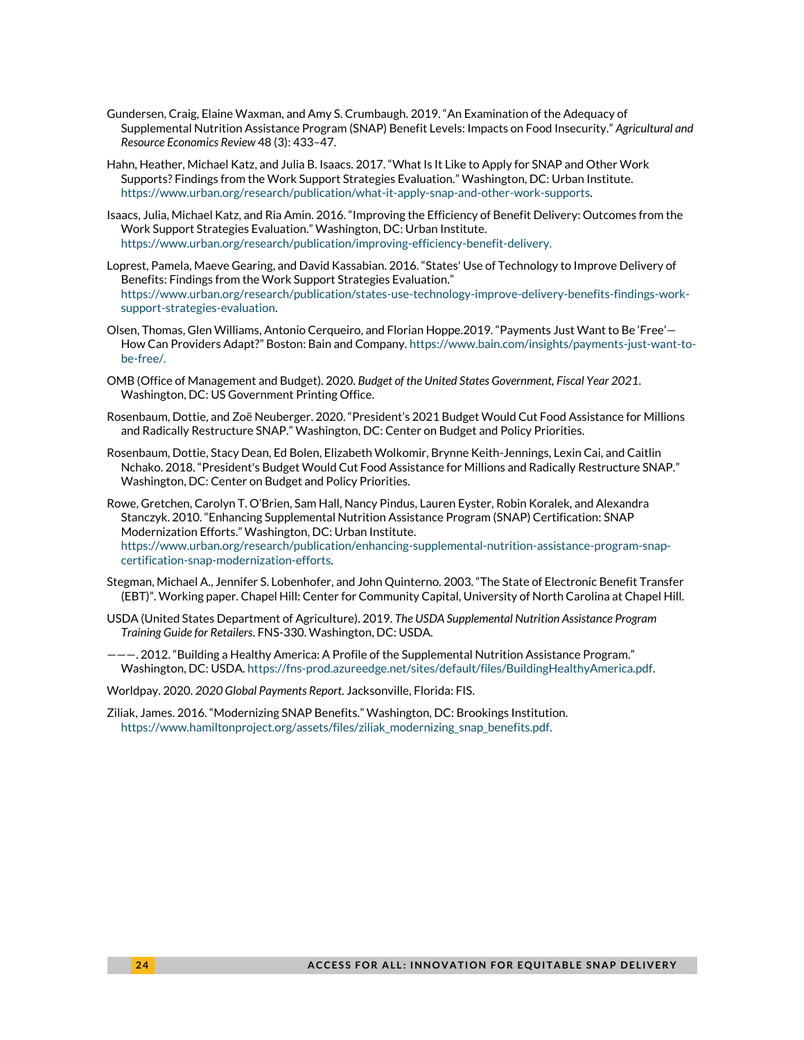Gundersen, Craig, Elaine Waxman, and Amy S. Crumbaugh. 2019. "An Examination of the Adequacy of Supplemental Nutrition Assistance Program (SNAP) Benefit Levels: Impacts on Food Insecurity." *Agricultural and Resource Economics Review* 48 (3): 433–47.

Hahn, Heather, Michael Katz, and Julia B. Isaacs. 2017. "What Is It Like to Apply for SNAP and Other Work Supports? Findings from the Work Support Strategies Evaluation." Washington, DC: Urban Institute. https://www.urban.org/research/publication/what-it-apply-snap-and-other-work-supports.

Isaacs, Julia, Michael Katz, and Ria Amin. 2016. "Improving the Efficiency of Benefit Delivery: Outcomes from the Work Support Strategies Evaluation." Washington, DC: Urban Institute. https://www.urban.org/research/publication/improving-efficiency-benefit-delivery.

Loprest, Pamela, Maeve Gearing, and David Kassabian. 2016. "States' Use of Technology to Improve Delivery of Benefits: Findings from the Work Support Strategies Evaluation." https://www.urban.org/research/publication/states-use-technology-improve-delivery-benefits-findings-work-support-strategies-evaluation.

Olsen, Thomas, Glen Williams, Antonio Cerqueiro, and Florian Hoppe.2019. "Payments Just Want to Be 'Free'—How Can Providers Adapt?" Boston: Bain and Company. https://www.bain.com/insights/payments-just-want-to-be-free/.

OMB (Office of Management and Budget). 2020. *Budget of the United States Government, Fiscal Year 2021*. Washington, DC: US Government Printing Office.

Rosenbaum, Dottie, and Zoë Neuberger. 2020. "President's 2021 Budget Would Cut Food Assistance for Millions and Radically Restructure SNAP." Washington, DC: Center on Budget and Policy Priorities.

Rosenbaum, Dottie, Stacy Dean, Ed Bolen, Elizabeth Wolkomir, Brynne Keith-Jennings, Lexin Cai, and Caitlin Nchako. 2018. "President's Budget Would Cut Food Assistance for Millions and Radically Restructure SNAP." Washington, DC: Center on Budget and Policy Priorities.

Rowe, Gretchen, Carolyn T. O'Brien, Sam Hall, Nancy Pindus, Lauren Eyster, Robin Koralek, and Alexandra Stanczyk. 2010. "Enhancing Supplemental Nutrition Assistance Program (SNAP) Certification: SNAP Modernization Efforts." Washington, DC: Urban Institute. https://www.urban.org/research/publication/enhancing-supplemental-nutrition-assistance-program-snap-certification-snap-modernization-efforts.

Stegman, Michael A., Jennifer S. Lobenhofer, and John Quinterno. 2003. "The State of Electronic Benefit Transfer (EBT)". Working paper. Chapel Hill: Center for Community Capital, University of North Carolina at Chapel Hill.

USDA (United States Department of Agriculture). 2019. *The USDA Supplemental Nutrition Assistance Program Training Guide for Retailers*. FNS-330. Washington, DC: USDA.

———. 2012. "Building a Healthy America: A Profile of the Supplemental Nutrition Assistance Program." Washington, DC: USDA. https://fns-prod.azureedge.net/sites/default/files/BuildingHealthyAmerica.pdf.

Worldpay. 2020. *2020 Global Payments Report*. Jacksonville, Florida: FIS.

Ziliak, James. 2016. "Modernizing SNAP Benefits." Washington, DC: Brookings Institution. https://www.hamiltonproject.org/assets/files/ziliak_modernizing_snap_benefits.pdf.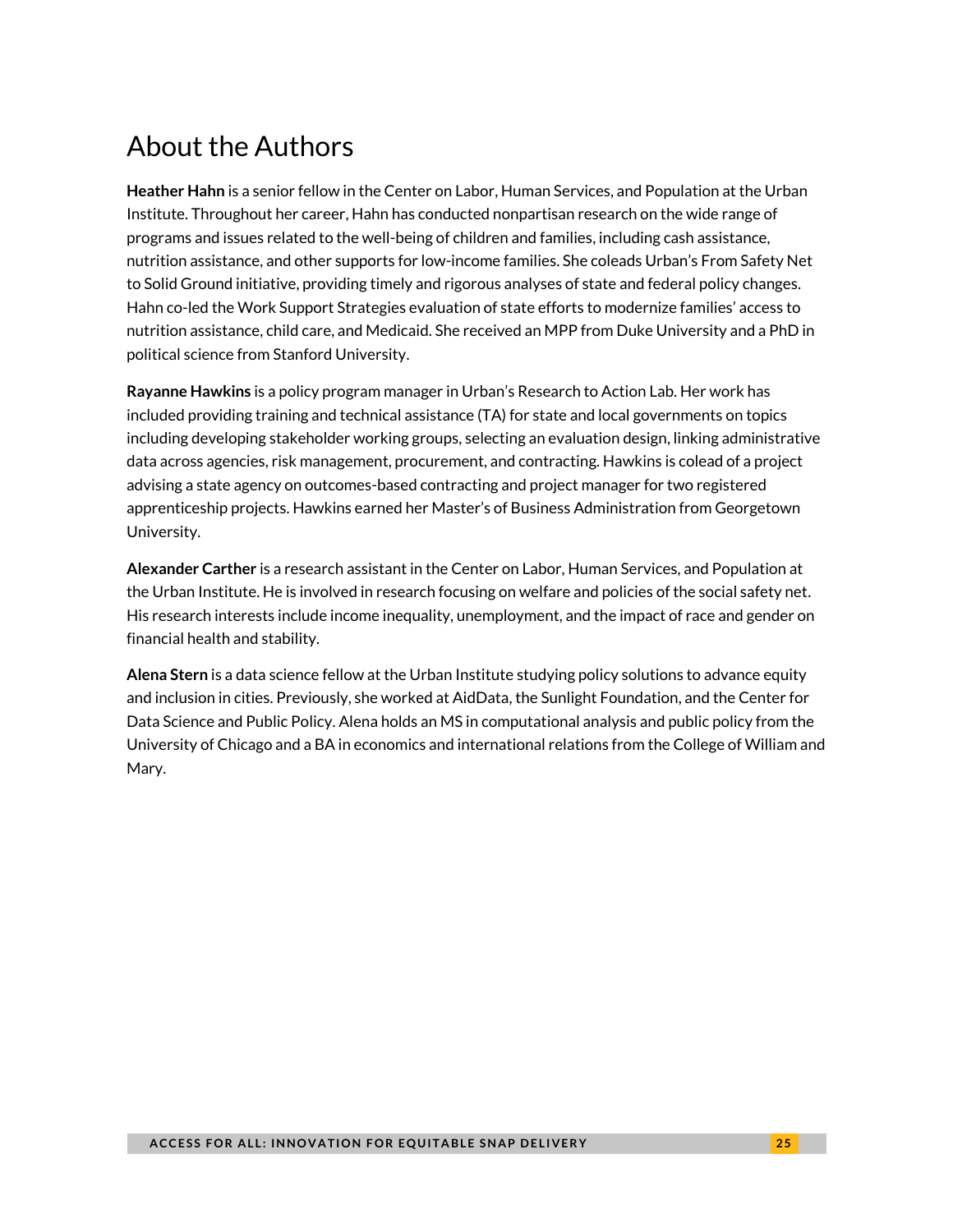# About the Authors

**Heather Hahn** is a senior fellow in the Center on Labor, Human Services, and Population at the Urban Institute. Throughout her career, Hahn has conducted nonpartisan research on the wide range of programs and issues related to the well-being of children and families, including cash assistance, nutrition assistance, and other supports for low-income families. She coleads Urban's From Safety Net to Solid Ground initiative, providing timely and rigorous analyses of state and federal policy changes. Hahn co-led the Work Support Strategies evaluation of state efforts to modernize families' access to nutrition assistance, child care, and Medicaid. She received an MPP from Duke University and a PhD in political science from Stanford University.

**Rayanne Hawkins** is a policy program manager in Urban's Research to Action Lab. Her work has included providing training and technical assistance (TA) for state and local governments on topics including developing stakeholder working groups, selecting an evaluation design, linking administrative data across agencies, risk management, procurement, and contracting. Hawkins is colead of a project advising a state agency on outcomes-based contracting and project manager for two registered apprenticeship projects. Hawkins earned her Master's of Business Administration from Georgetown University.

**Alexander Carther** is a research assistant in the Center on Labor, Human Services, and Population at the Urban Institute. He is involved in research focusing on welfare and policies of the social safety net. His research interests include income inequality, unemployment, and the impact of race and gender on financial health and stability.

**Alena Stern** is a data science fellow at the Urban Institute studying policy solutions to advance equity and inclusion in cities. Previously, she worked at AidData, the Sunlight Foundation, and the Center for Data Science and Public Policy. Alena holds an MS in computational analysis and public policy from the University of Chicago and a BA in economics and international relations from the College of William and Mary.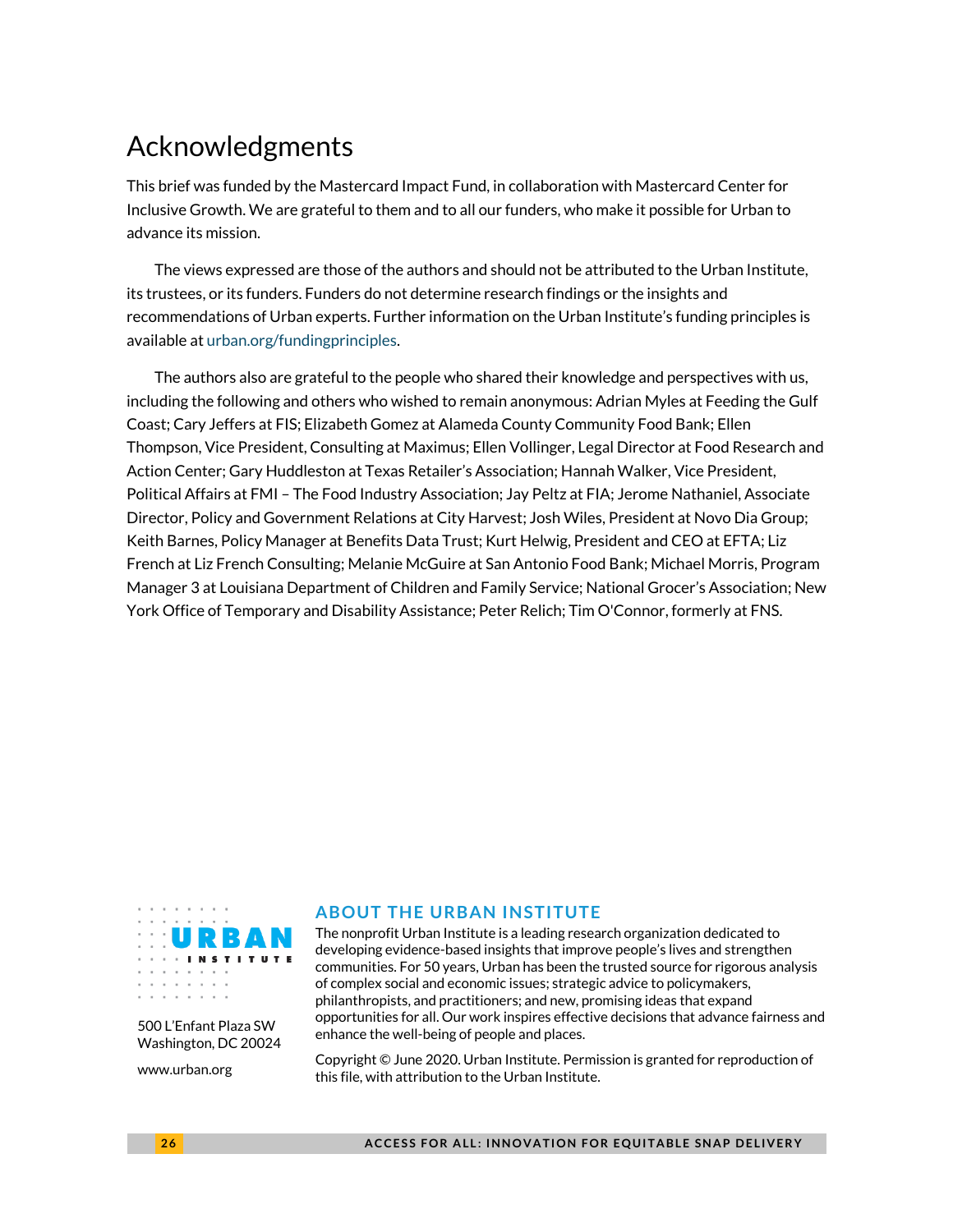# Acknowledgments

This brief was funded by the Mastercard Impact Fund, in collaboration with Mastercard Center for Inclusive Growth. We are grateful to them and to all our funders, who make it possible for Urban to advance its mission.

The views expressed are those of the authors and should not be attributed to the Urban Institute, its trustees, or its funders. Funders do not determine research findings or the insights and recommendations of Urban experts. Further information on the Urban Institute's funding principles is available at urban.org/fundingprinciples.

The authors also are grateful to the people who shared their knowledge and perspectives with us, including the following and others who wished to remain anonymous: Adrian Myles at Feeding the Gulf Coast; Cary Jeffers at FIS; Elizabeth Gomez at Alameda County Community Food Bank; Ellen Thompson, Vice President, Consulting at Maximus; Ellen Vollinger, Legal Director at Food Research and Action Center; Gary Huddleston at Texas Retailer's Association; Hannah Walker, Vice President, Political Affairs at FMI – The Food Industry Association; Jay Peltz at FIA; Jerome Nathaniel, Associate Director, Policy and Government Relations at City Harvest; Josh Wiles, President at Novo Dia Group; Keith Barnes, Policy Manager at Benefits Data Trust; Kurt Helwig, President and CEO at EFTA; Liz French at Liz French Consulting; Melanie McGuire at San Antonio Food Bank; Michael Morris, Program Manager 3 at Louisiana Department of Children and Family Service; National Grocer's Association; New York Office of Temporary and Disability Assistance; Peter Relich; Tim O'Connor, formerly at FNS.

URBAN INSTITUTE

500 L'Enfant Plaza SW
Washington, DC 20024

www.urban.org

## ABOUT THE URBAN INSTITUTE

The nonprofit Urban Institute is a leading research organization dedicated to developing evidence-based insights that improve people's lives and strengthen communities. For 50 years, Urban has been the trusted source for rigorous analysis of complex social and economic issues; strategic advice to policymakers, philanthropists, and practitioners; and new, promising ideas that expand opportunities for all. Our work inspires effective decisions that advance fairness and enhance the well-being of people and places.

Copyright © June 2020. Urban Institute. Permission is granted for reproduction of this file, with attribution to the Urban Institute.